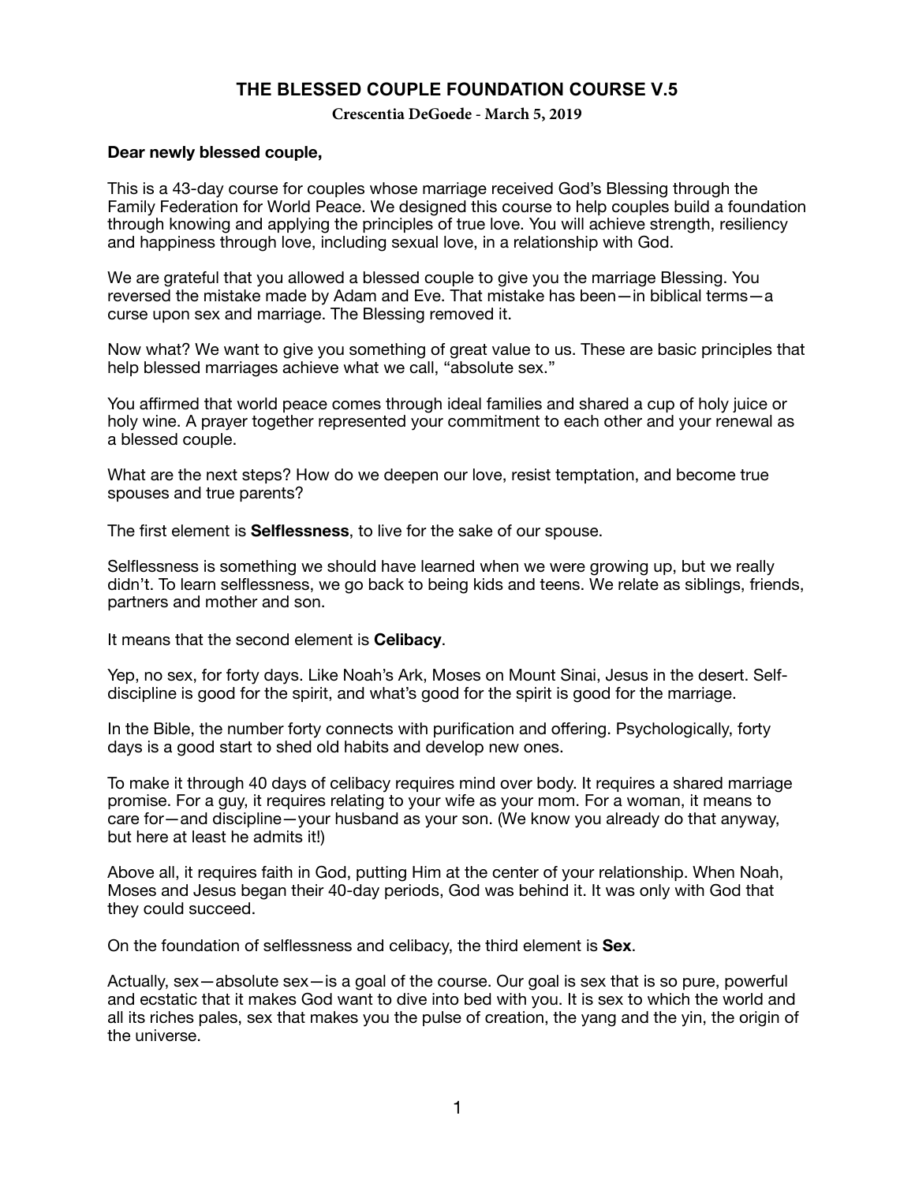# THE BLESSED COUPLE FOUNDATION COURSE V.5

**Crescentia DeGoede - March 5, 2019**

**Dear newly blessed couple,**

This is a 43-day course for couples whose marriage received God's Blessing through the Family Federation for World Peace. We designed this course to help couples build a foundation through knowing and applying the principles of true love. You will achieve strength, resiliency and happiness through love, including sexual love, in a relationship with God.

We are grateful that you allowed a blessed couple to give you the marriage Blessing. You reversed the mistake made by Adam and Eve. That mistake has been—in biblical terms—a curse upon sex and marriage. The Blessing removed it.

Now what? We want to give you something of great value to us. These are basic principles that help blessed marriages achieve what we call, "absolute sex."

You affirmed that world peace comes through ideal families and shared a cup of holy juice or holy wine. A prayer together represented your commitment to each other and your renewal as a blessed couple.

What are the next steps? How do we deepen our love, resist temptation, and become true spouses and true parents?

The first element is **Selflessness**, to live for the sake of our spouse.

Selflessness is something we should have learned when we were growing up, but we really didn't. To learn selflessness, we go back to being kids and teens. We relate as siblings, friends, partners and mother and son.

It means that the second element is **Celibacy**.

Yep, no sex, for forty days. Like Noah's Ark, Moses on Mount Sinai, Jesus in the desert. Self-discipline is good for the spirit, and what's good for the spirit is good for the marriage.

In the Bible, the number forty connects with purification and offering. Psychologically, forty days is a good start to shed old habits and develop new ones.

To make it through 40 days of celibacy requires mind over body. It requires a shared marriage promise. For a guy, it requires relating to your wife as your mom. For a woman, it means to care for—and discipline—your husband as your son. (We know you already do that anyway, but here at least he admits it!)

Above all, it requires faith in God, putting Him at the center of your relationship. When Noah, Moses and Jesus began their 40-day periods, God was behind it. It was only with God that they could succeed.

On the foundation of selflessness and celibacy, the third element is **Sex**.

Actually, sex—absolute sex—is a goal of the course. Our goal is sex that is so pure, powerful and ecstatic that it makes God want to dive into bed with you. It is sex to which the world and all its riches pales, sex that makes you the pulse of creation, the yang and the yin, the origin of the universe.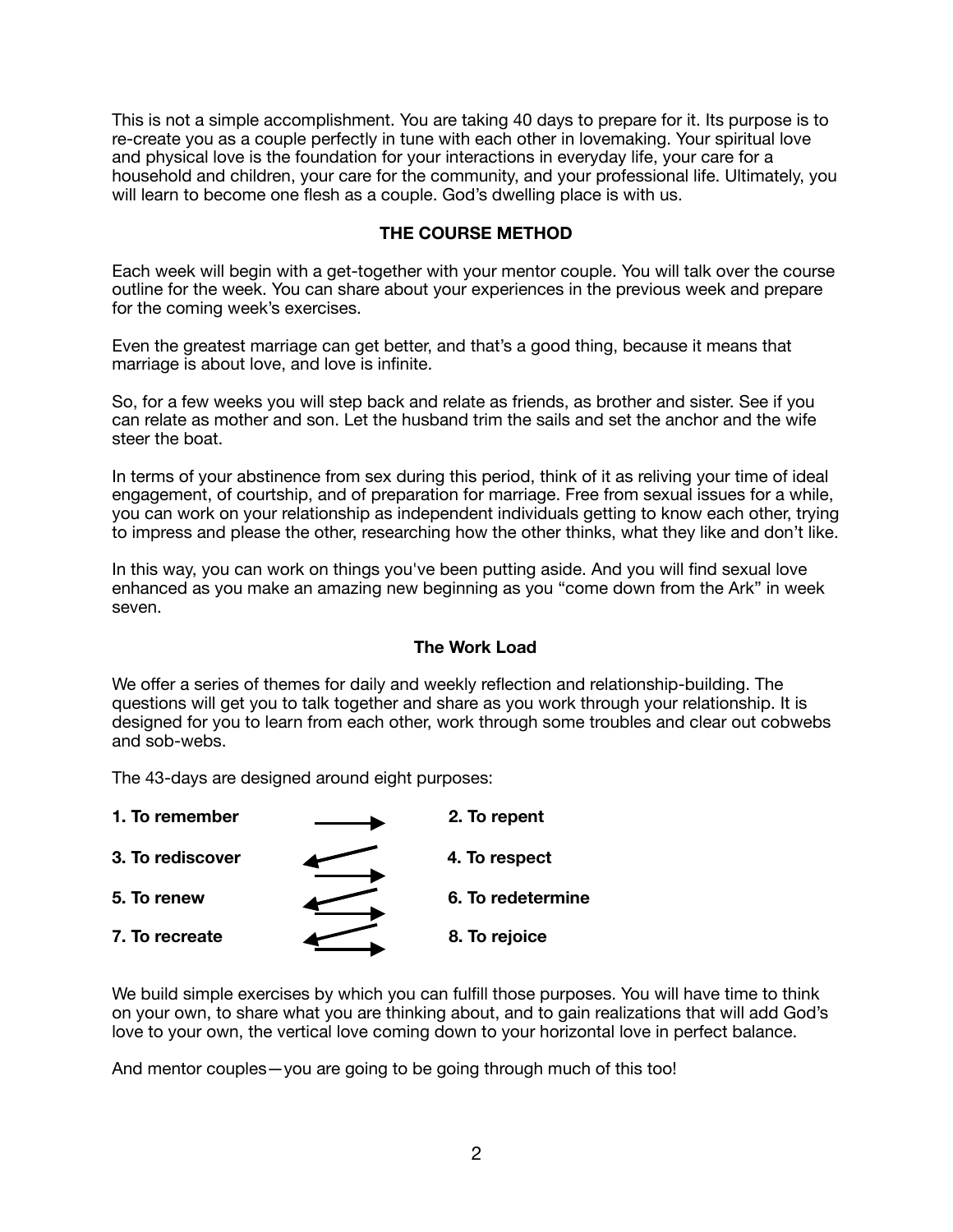This is not a simple accomplishment. You are taking 40 days to prepare for it. Its purpose is to re-create you as a couple perfectly in tune with each other in lovemaking. Your spiritual love and physical love is the foundation for your interactions in everyday life, your care for a household and children, your care for the community, and your professional life. Ultimately, you will learn to become one flesh as a couple. God's dwelling place is with us.

## THE COURSE METHOD

Each week will begin with a get-together with your mentor couple. You will talk over the course outline for the week. You can share about your experiences in the previous week and prepare for the coming week's exercises.

Even the greatest marriage can get better, and that's a good thing, because it means that marriage is about love, and love is infinite.

So, for a few weeks you will step back and relate as friends, as brother and sister. See if you can relate as mother and son. Let the husband trim the sails and set the anchor and the wife steer the boat.

In terms of your abstinence from sex during this period, think of it as reliving your time of ideal engagement, of courtship, and of preparation for marriage. Free from sexual issues for a while, you can work on your relationship as independent individuals getting to know each other, trying to impress and please the other, researching how the other thinks, what they like and don't like.

In this way, you can work on things you've been putting aside. And you will find sexual love enhanced as you make an amazing new beginning as you "come down from the Ark" in week seven.

### The Work Load

We offer a series of themes for daily and weekly reflection and relationship-building. The questions will get you to talk together and share as you work through your relationship. It is designed for you to learn from each other, work through some troubles and clear out cobwebs and sob-webs.

The 43-days are designed around eight purposes:

**1. To remember** → **2. To repent**

**3. To rediscover** ← → **4. To respect**

**5. To renew** ← → **6. To redetermine**

**7. To recreate** ← → **8. To rejoice**

We build simple exercises by which you can fulfill those purposes. You will have time to think on your own, to share what you are thinking about, and to gain realizations that will add God's love to your own, the vertical love coming down to your horizontal love in perfect balance.

And mentor couples—you are going to be going through much of this too!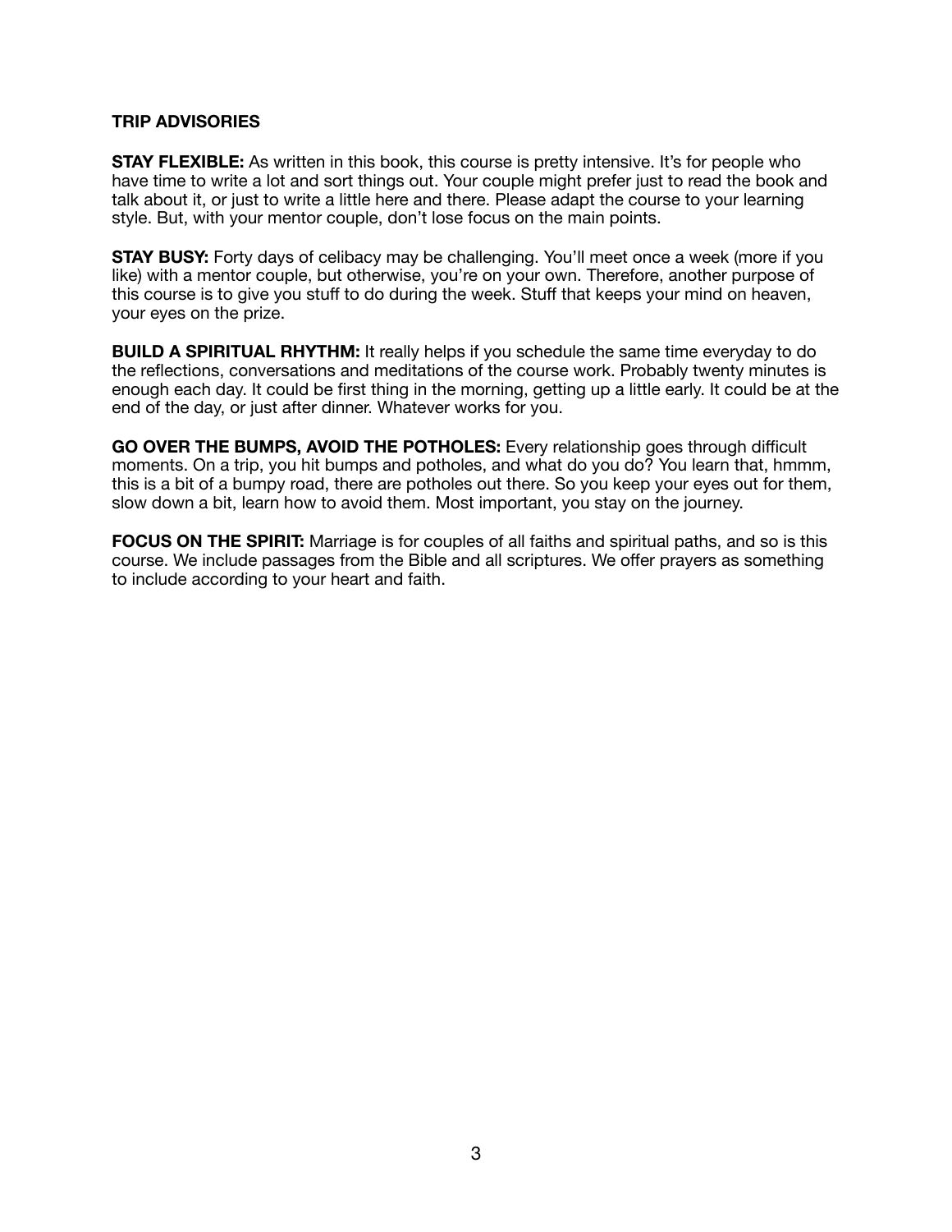## TRIP ADVISORIES

**STAY FLEXIBLE:** As written in this book, this course is pretty intensive. It's for people who have time to write a lot and sort things out. Your couple might prefer just to read the book and talk about it, or just to write a little here and there. Please adapt the course to your learning style. But, with your mentor couple, don't lose focus on the main points.

**STAY BUSY:** Forty days of celibacy may be challenging. You'll meet once a week (more if you like) with a mentor couple, but otherwise, you're on your own. Therefore, another purpose of this course is to give you stuff to do during the week. Stuff that keeps your mind on heaven, your eyes on the prize.

**BUILD A SPIRITUAL RHYTHM:** It really helps if you schedule the same time everyday to do the reflections, conversations and meditations of the course work. Probably twenty minutes is enough each day. It could be first thing in the morning, getting up a little early. It could be at the end of the day, or just after dinner. Whatever works for you.

**GO OVER THE BUMPS, AVOID THE POTHOLES:** Every relationship goes through difficult moments. On a trip, you hit bumps and potholes, and what do you do? You learn that, hmmm, this is a bit of a bumpy road, there are potholes out there. So you keep your eyes out for them, slow down a bit, learn how to avoid them. Most important, you stay on the journey.

**FOCUS ON THE SPIRIT:** Marriage is for couples of all faiths and spiritual paths, and so is this course. We include passages from the Bible and all scriptures. We offer prayers as something to include according to your heart and faith.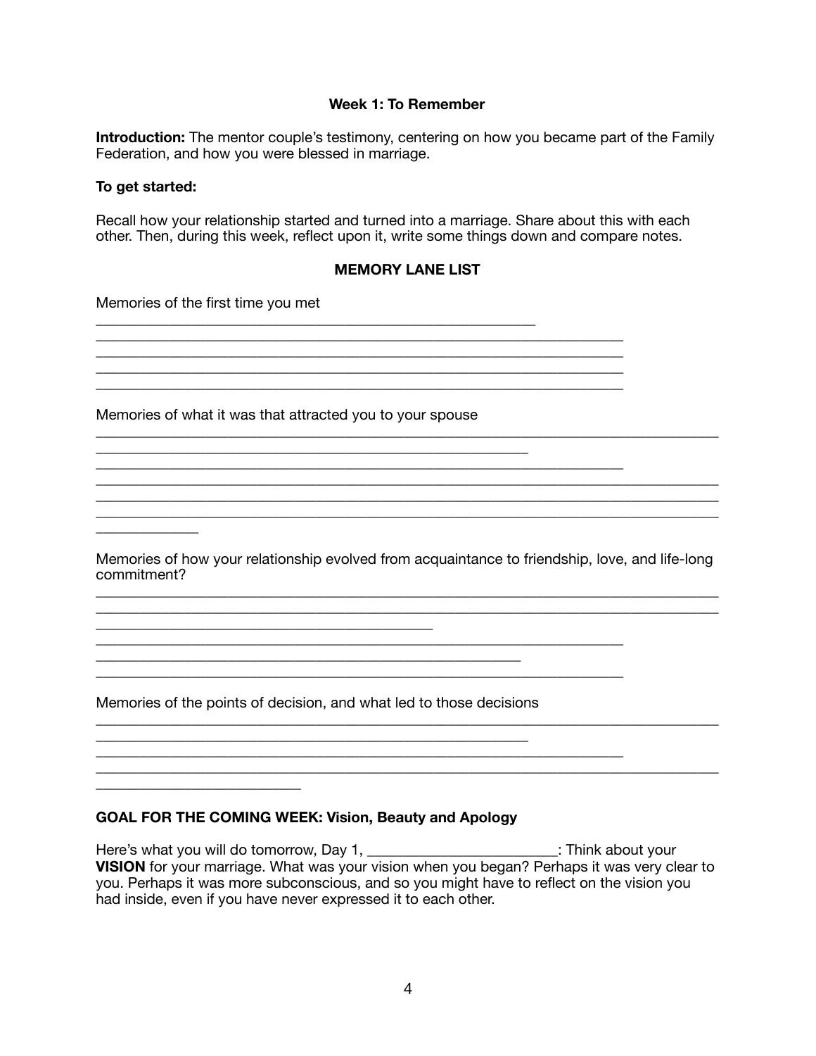**Week 1: To Remember**

**Introduction:** The mentor couple's testimony, centering on how you became part of the Family Federation, and how you were blessed in marriage.

**To get started:**

Recall how your relationship started and turned into a marriage. Share about this with each other. Then, during this week, reflect upon it, write some things down and compare notes.

**MEMORY LANE LIST**

Memories of the first time you met

___________________________________________________________
_____________________________________________________________________
_____________________________________________________________________
_____________________________________________________________________
_____________________________________________________________________

Memories of what it was that attracted you to your spouse

________________________________________________________________________________
________________________________________________________
_____________________________________________________________________
________________________________________________________________________________
________________________________________________________________________________
________________________________________________________________________________
_____________

Memories of how your relationship evolved from acquaintance to friendship, love, and life-long commitment?

________________________________________________________________________________
________________________________________________________________________________
____________________________________________
_____________________________________________________________________
_______________________________________________________
_____________________________________________________________________

Memories of the points of decision, and what led to those decisions

________________________________________________________________________________
________________________________________________________
_____________________________________________________________________
________________________________________________________________________________
___________________________

**GOAL FOR THE COMING WEEK: Vision, Beauty and Apology**

Here's what you will do tomorrow, Day 1, ________________________: Think about your **VISION** for your marriage. What was your vision when you began? Perhaps it was very clear to you. Perhaps it was more subconscious, and so you might have to reflect on the vision you had inside, even if you have never expressed it to each other.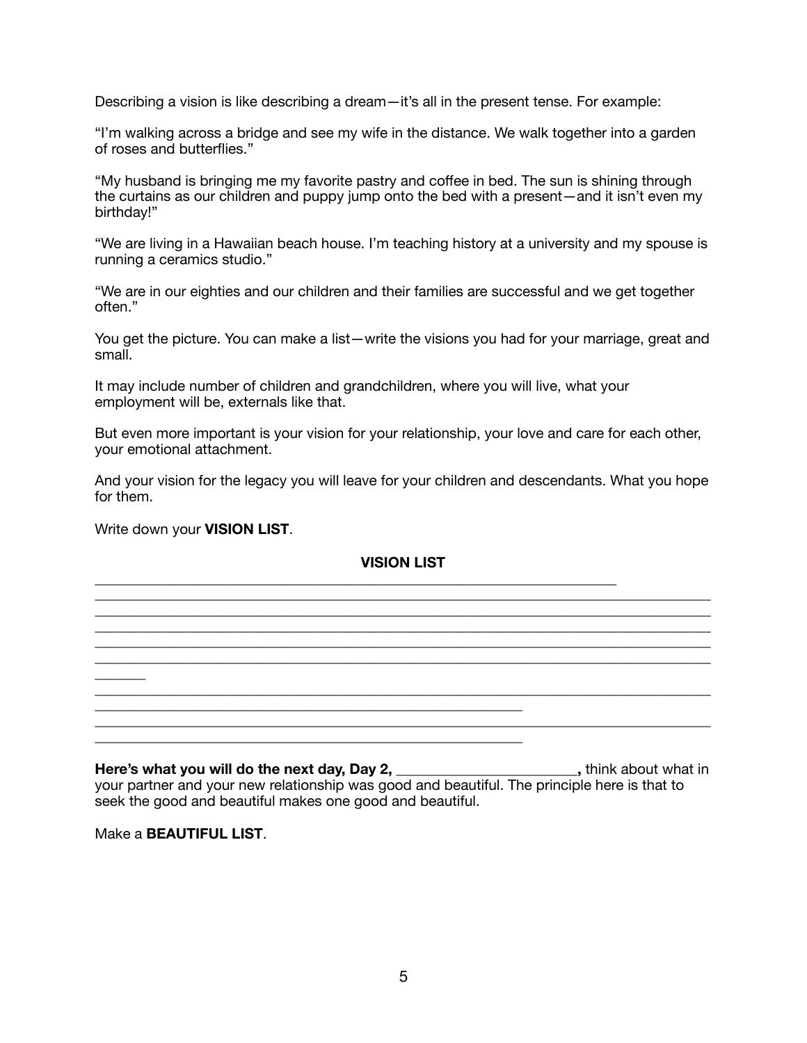Describing a vision is like describing a dream—it's all in the present tense. For example:

"I'm walking across a bridge and see my wife in the distance. We walk together into a garden of roses and butterflies."

"My husband is bringing me my favorite pastry and coffee in bed. The sun is shining through the curtains as our children and puppy jump onto the bed with a present—and it isn't even my birthday!"

"We are living in a Hawaiian beach house. I'm teaching history at a university and my spouse is running a ceramics studio."

"We are in our eighties and our children and their families are successful and we get together often."

You get the picture. You can make a list—write the visions you had for your marriage, great and small.

It may include number of children and grandchildren, where you will live, what your employment will be, externals like that.

But even more important is your vision for your relationship, your love and care for each other, your emotional attachment.

And your vision for the legacy you will leave for your children and descendants. What you hope for them.

Write down your **VISION LIST**.

**VISION LIST**

___________________________________________________________________________
___________________________________________________________________________
___________________________________________________________________________
___________________________________________________________________________
___________________________________________________________________________
___________________________________________________________________________
_______
___________________________________________________________________________
___________________________________________________________
___________________________________________________________________________
___________________________________________________________

**Here's what you will do the next day, Day 2, ________________________,** think about what in your partner and your new relationship was good and beautiful. The principle here is that to seek the good and beautiful makes one good and beautiful.

Make a **BEAUTIFUL LIST**.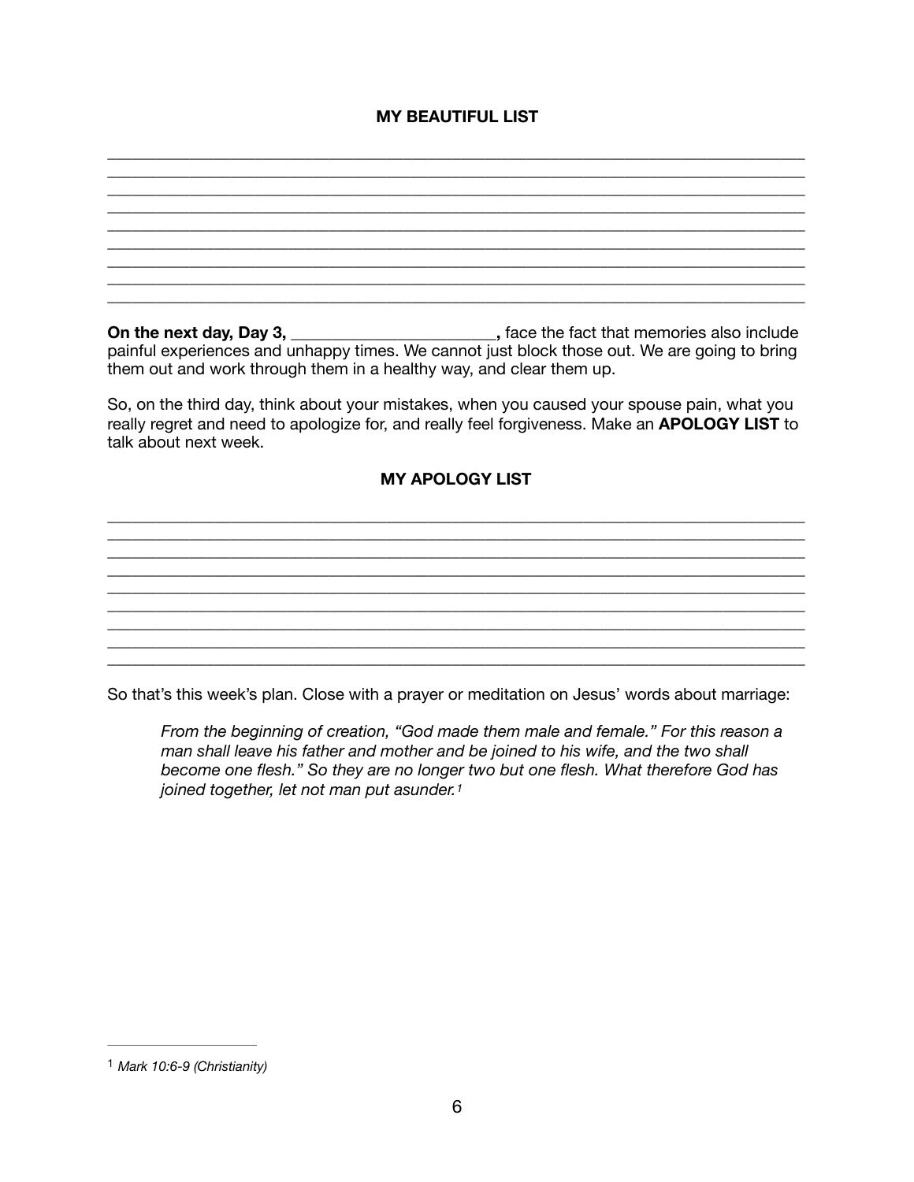**MY BEAUTIFUL LIST**

___________________________________________________________________________
___________________________________________________________________________
___________________________________________________________________________
___________________________________________________________________________
___________________________________________________________________________
___________________________________________________________________________
___________________________________________________________________________
___________________________________________________________________________
___________________________________________________________________________

**On the next day, Day 3, ________________________,** face the fact that memories also include painful experiences and unhappy times. We cannot just block those out. We are going to bring them out and work through them in a healthy way, and clear them up.

So, on the third day, think about your mistakes, when you caused your spouse pain, what you really regret and need to apologize for, and really feel forgiveness. Make an **APOLOGY LIST** to talk about next week.

**MY APOLOGY LIST**

___________________________________________________________________________
___________________________________________________________________________
___________________________________________________________________________
___________________________________________________________________________
___________________________________________________________________________
___________________________________________________________________________
___________________________________________________________________________
___________________________________________________________________________
___________________________________________________________________________

So that's this week's plan. Close with a prayer or meditation on Jesus' words about marriage:

> *From the beginning of creation, "God made them male and female." For this reason a man shall leave his father and mother and be joined to his wife, and the two shall become one flesh." So they are no longer two but one flesh. What therefore God has joined together, let not man put asunder.*[1]

---

[1] *Mark 10:6-9 (Christianity)*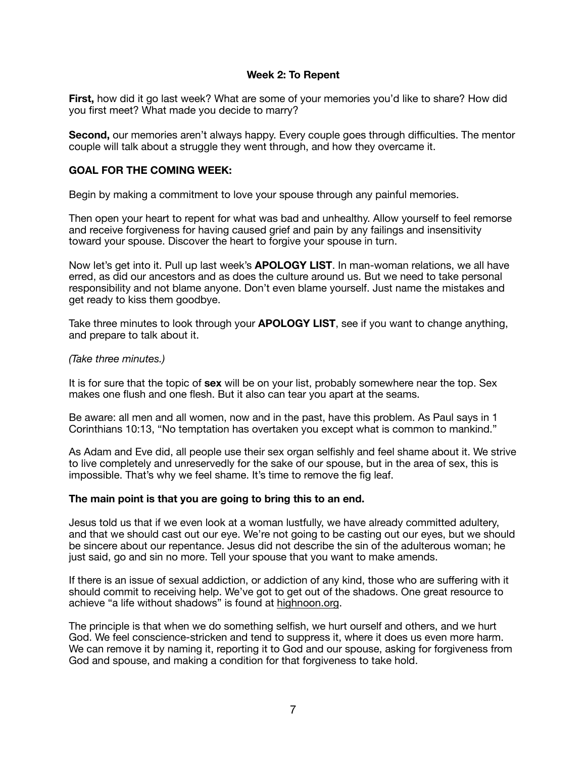### Week 2: To Repent

**First,** how did it go last week? What are some of your memories you'd like to share? How did you first meet? What made you decide to marry?

**Second,** our memories aren't always happy. Every couple goes through difficulties. The mentor couple will talk about a struggle they went through, and how they overcame it.

**GOAL FOR THE COMING WEEK:**

Begin by making a commitment to love your spouse through any painful memories.

Then open your heart to repent for what was bad and unhealthy. Allow yourself to feel remorse and receive forgiveness for having caused grief and pain by any failings and insensitivity toward your spouse. Discover the heart to forgive your spouse in turn.

Now let's get into it. Pull up last week's **APOLOGY LIST**. In man-woman relations, we all have erred, as did our ancestors and as does the culture around us. But we need to take personal responsibility and not blame anyone. Don't even blame yourself. Just name the mistakes and get ready to kiss them goodbye.

Take three minutes to look through your **APOLOGY LIST**, see if you want to change anything, and prepare to talk about it.

*(Take three minutes.)*

It is for sure that the topic of **sex** will be on your list, probably somewhere near the top. Sex makes one flush and one flesh. But it also can tear you apart at the seams.

Be aware: all men and all women, now and in the past, have this problem. As Paul says in 1 Corinthians 10:13, "No temptation has overtaken you except what is common to mankind."

As Adam and Eve did, all people use their sex organ selfishly and feel shame about it. We strive to live completely and unreservedly for the sake of our spouse, but in the area of sex, this is impossible. That's why we feel shame. It's time to remove the fig leaf.

**The main point is that you are going to bring this to an end.**

Jesus told us that if we even look at a woman lustfully, we have already committed adultery, and that we should cast out our eye. We're not going to be casting out our eyes, but we should be sincere about our repentance. Jesus did not describe the sin of the adulterous woman; he just said, go and sin no more. Tell your spouse that you want to make amends.

If there is an issue of sexual addiction, or addiction of any kind, those who are suffering with it should commit to receiving help. We've got to get out of the shadows. One great resource to achieve "a life without shadows" is found at highnoon.org.

The principle is that when we do something selfish, we hurt ourself and others, and we hurt God. We feel conscience-stricken and tend to suppress it, where it does us even more harm. We can remove it by naming it, reporting it to God and our spouse, asking for forgiveness from God and spouse, and making a condition for that forgiveness to take hold.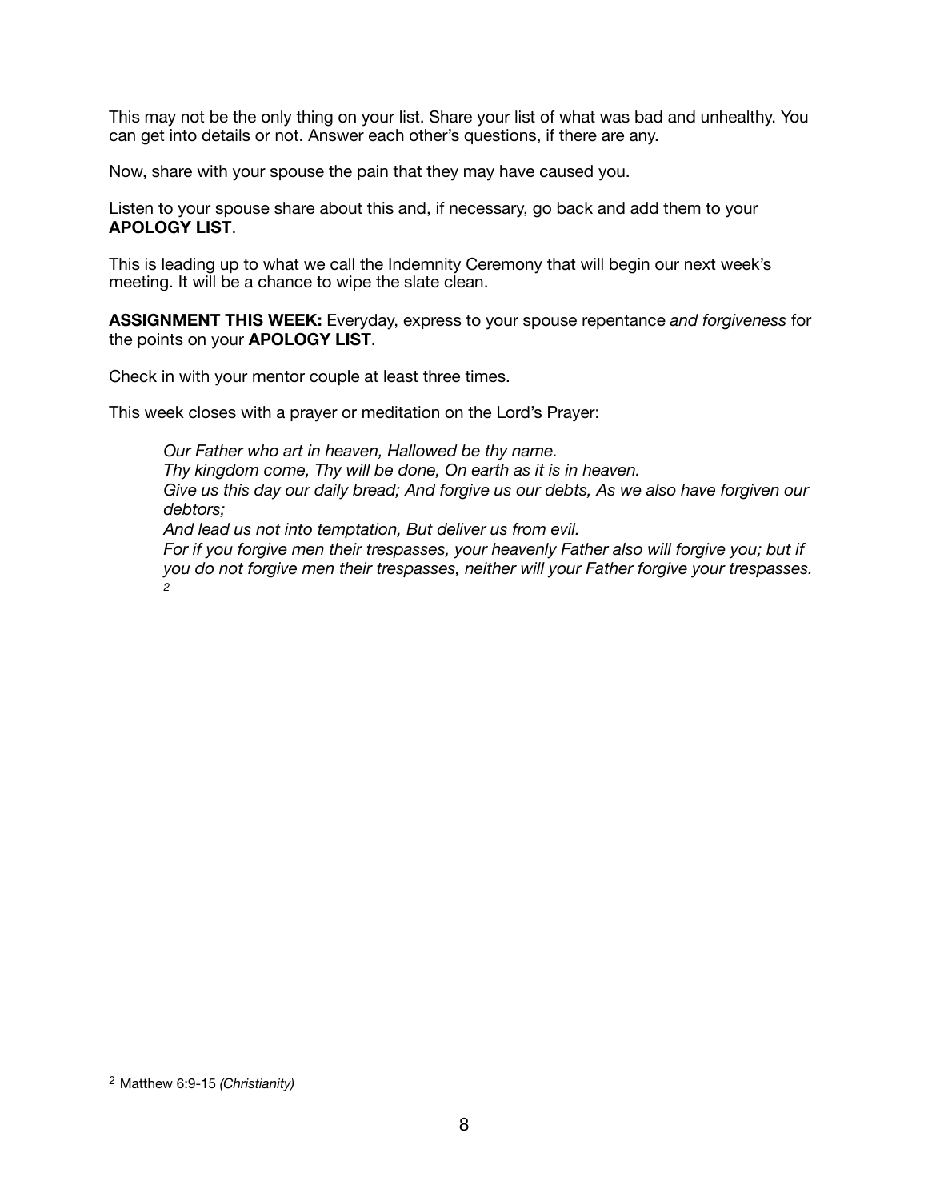This may not be the only thing on your list. Share your list of what was bad and unhealthy. You can get into details or not. Answer each other's questions, if there are any.

Now, share with your spouse the pain that they may have caused you.

Listen to your spouse share about this and, if necessary, go back and add them to your **APOLOGY LIST**.

This is leading up to what we call the Indemnity Ceremony that will begin our next week's meeting. It will be a chance to wipe the slate clean.

**ASSIGNMENT THIS WEEK:** Everyday, express to your spouse repentance *and forgiveness* for the points on your **APOLOGY LIST**.

Check in with your mentor couple at least three times.

This week closes with a prayer or meditation on the Lord's Prayer:

> *Our Father who art in heaven, Hallowed be thy name.*
> *Thy kingdom come, Thy will be done, On earth as it is in heaven.*
> *Give us this day our daily bread; And forgive us our debts, As we also have forgiven our debtors;*
> *And lead us not into temptation, But deliver us from evil.*
> *For if you forgive men their trespasses, your heavenly Father also will forgive you; but if you do not forgive men their trespasses, neither will your Father forgive your trespasses.* [2]

---

[2] Matthew 6:9-15 *(Christianity)*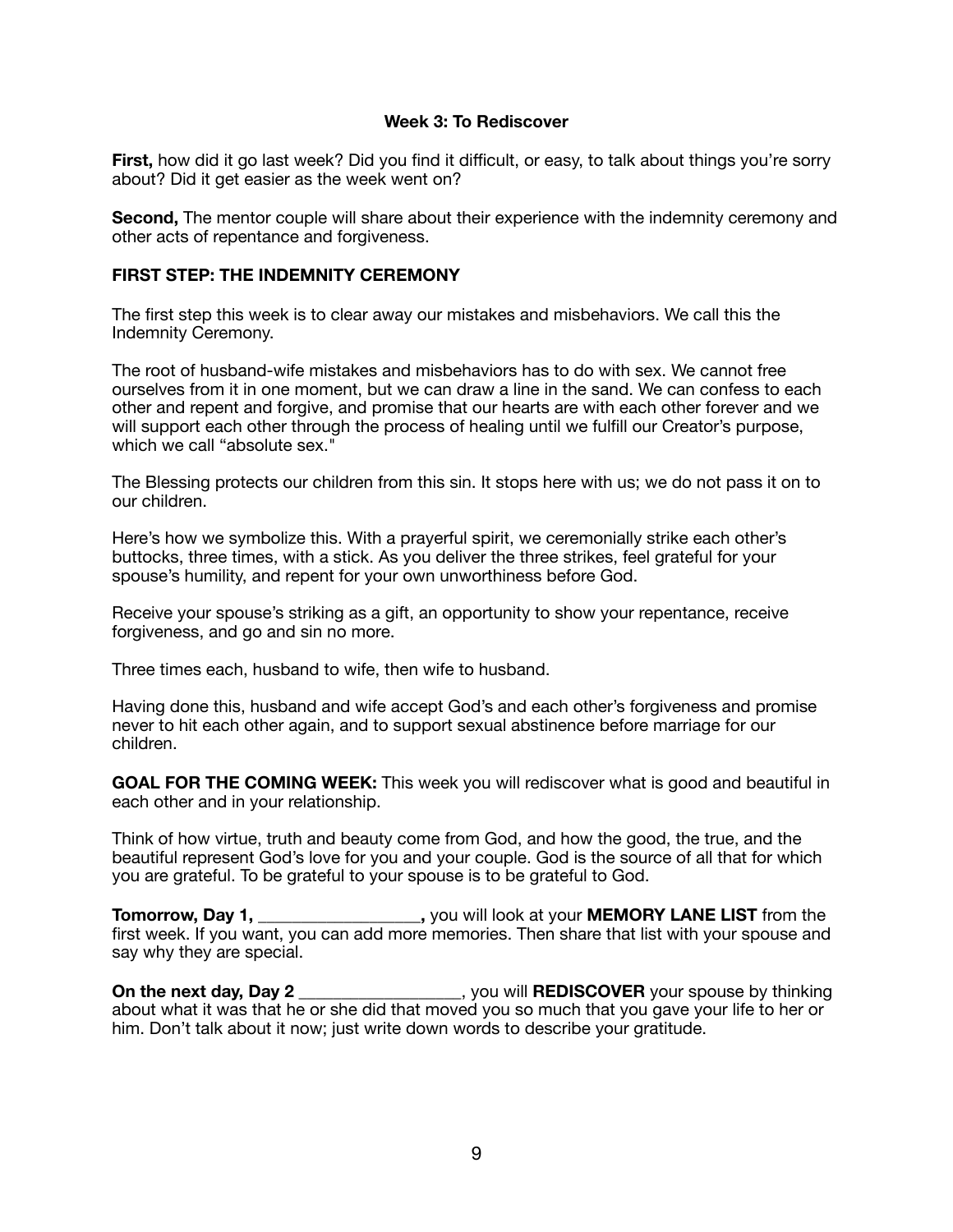### Week 3: To Rediscover

**First,** how did it go last week? Did you find it difficult, or easy, to talk about things you're sorry about? Did it get easier as the week went on?

**Second,** The mentor couple will share about their experience with the indemnity ceremony and other acts of repentance and forgiveness.

**FIRST STEP: THE INDEMNITY CEREMONY**

The first step this week is to clear away our mistakes and misbehaviors. We call this the Indemnity Ceremony.

The root of husband-wife mistakes and misbehaviors has to do with sex. We cannot free ourselves from it in one moment, but we can draw a line in the sand. We can confess to each other and repent and forgive, and promise that our hearts are with each other forever and we will support each other through the process of healing until we fulfill our Creator's purpose, which we call "absolute sex."

The Blessing protects our children from this sin. It stops here with us; we do not pass it on to our children.

Here's how we symbolize this. With a prayerful spirit, we ceremonially strike each other's buttocks, three times, with a stick. As you deliver the three strikes, feel grateful for your spouse's humility, and repent for your own unworthiness before God.

Receive your spouse's striking as a gift, an opportunity to show your repentance, receive forgiveness, and go and sin no more.

Three times each, husband to wife, then wife to husband.

Having done this, husband and wife accept God's and each other's forgiveness and promise never to hit each other again, and to support sexual abstinence before marriage for our children.

**GOAL FOR THE COMING WEEK:** This week you will rediscover what is good and beautiful in each other and in your relationship.

Think of how virtue, truth and beauty come from God, and how the good, the true, and the beautiful represent God's love for you and your couple. God is the source of all that for which you are grateful. To be grateful to your spouse is to be grateful to God.

**Tomorrow, Day 1, __________________,** you will look at your **MEMORY LANE LIST** from the first week. If you want, you can add more memories. Then share that list with your spouse and say why they are special.

**On the next day, Day 2** __________________, you will **REDISCOVER** your spouse by thinking about what it was that he or she did that moved you so much that you gave your life to her or him. Don't talk about it now; just write down words to describe your gratitude.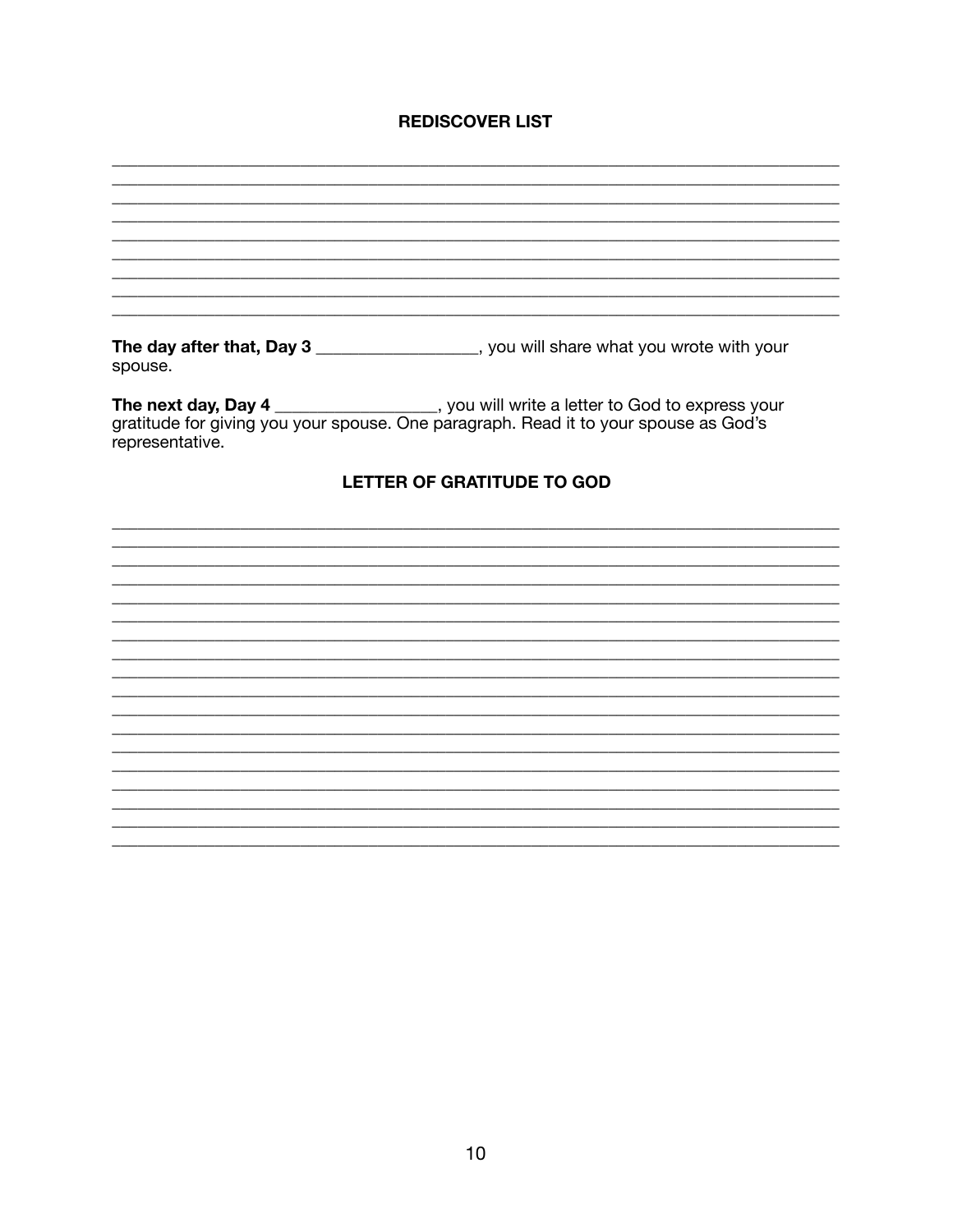**REDISCOVER LIST**

\_\_\_\_\_\_\_\_\_\_\_\_\_\_\_\_\_\_\_\_\_\_\_\_\_\_\_\_\_\_\_\_\_\_\_\_\_\_\_\_\_\_\_\_\_\_\_\_\_\_\_\_\_\_\_\_\_\_\_\_\_\_\_\_\_\_\_\_\_\_\_\_\_\_\_\_

\_\_\_\_\_\_\_\_\_\_\_\_\_\_\_\_\_\_\_\_\_\_\_\_\_\_\_\_\_\_\_\_\_\_\_\_\_\_\_\_\_\_\_\_\_\_\_\_\_\_\_\_\_\_\_\_\_\_\_\_\_\_\_\_\_\_\_\_\_\_\_\_\_\_\_\_

\_\_\_\_\_\_\_\_\_\_\_\_\_\_\_\_\_\_\_\_\_\_\_\_\_\_\_\_\_\_\_\_\_\_\_\_\_\_\_\_\_\_\_\_\_\_\_\_\_\_\_\_\_\_\_\_\_\_\_\_\_\_\_\_\_\_\_\_\_\_\_\_\_\_\_\_

\_\_\_\_\_\_\_\_\_\_\_\_\_\_\_\_\_\_\_\_\_\_\_\_\_\_\_\_\_\_\_\_\_\_\_\_\_\_\_\_\_\_\_\_\_\_\_\_\_\_\_\_\_\_\_\_\_\_\_\_\_\_\_\_\_\_\_\_\_\_\_\_\_\_\_\_

\_\_\_\_\_\_\_\_\_\_\_\_\_\_\_\_\_\_\_\_\_\_\_\_\_\_\_\_\_\_\_\_\_\_\_\_\_\_\_\_\_\_\_\_\_\_\_\_\_\_\_\_\_\_\_\_\_\_\_\_\_\_\_\_\_\_\_\_\_\_\_\_\_\_\_\_

\_\_\_\_\_\_\_\_\_\_\_\_\_\_\_\_\_\_\_\_\_\_\_\_\_\_\_\_\_\_\_\_\_\_\_\_\_\_\_\_\_\_\_\_\_\_\_\_\_\_\_\_\_\_\_\_\_\_\_\_\_\_\_\_\_\_\_\_\_\_\_\_\_\_\_\_

\_\_\_\_\_\_\_\_\_\_\_\_\_\_\_\_\_\_\_\_\_\_\_\_\_\_\_\_\_\_\_\_\_\_\_\_\_\_\_\_\_\_\_\_\_\_\_\_\_\_\_\_\_\_\_\_\_\_\_\_\_\_\_\_\_\_\_\_\_\_\_\_\_\_\_\_

\_\_\_\_\_\_\_\_\_\_\_\_\_\_\_\_\_\_\_\_\_\_\_\_\_\_\_\_\_\_\_\_\_\_\_\_\_\_\_\_\_\_\_\_\_\_\_\_\_\_\_\_\_\_\_\_\_\_\_\_\_\_\_\_\_\_\_\_\_\_\_\_\_\_\_\_

\_\_\_\_\_\_\_\_\_\_\_\_\_\_\_\_\_\_\_\_\_\_\_\_\_\_\_\_\_\_\_\_\_\_\_\_\_\_\_\_\_\_\_\_\_\_\_\_\_\_\_\_\_\_\_\_\_\_\_\_\_\_\_\_\_\_\_\_\_\_\_\_\_\_\_\_

**The day after that, Day 3** \_\_\_\_\_\_\_\_\_\_\_\_\_\_\_\_\_\_, you will share what you wrote with your spouse.

**The next day, Day 4** \_\_\_\_\_\_\_\_\_\_\_\_\_\_\_\_\_\_, you will write a letter to God to express your gratitude for giving you your spouse. One paragraph. Read it to your spouse as God's representative.

**LETTER OF GRATITUDE TO GOD**

\_\_\_\_\_\_\_\_\_\_\_\_\_\_\_\_\_\_\_\_\_\_\_\_\_\_\_\_\_\_\_\_\_\_\_\_\_\_\_\_\_\_\_\_\_\_\_\_\_\_\_\_\_\_\_\_\_\_\_\_\_\_\_\_\_\_\_\_\_\_\_\_\_\_\_\_

\_\_\_\_\_\_\_\_\_\_\_\_\_\_\_\_\_\_\_\_\_\_\_\_\_\_\_\_\_\_\_\_\_\_\_\_\_\_\_\_\_\_\_\_\_\_\_\_\_\_\_\_\_\_\_\_\_\_\_\_\_\_\_\_\_\_\_\_\_\_\_\_\_\_\_\_

\_\_\_\_\_\_\_\_\_\_\_\_\_\_\_\_\_\_\_\_\_\_\_\_\_\_\_\_\_\_\_\_\_\_\_\_\_\_\_\_\_\_\_\_\_\_\_\_\_\_\_\_\_\_\_\_\_\_\_\_\_\_\_\_\_\_\_\_\_\_\_\_\_\_\_\_

\_\_\_\_\_\_\_\_\_\_\_\_\_\_\_\_\_\_\_\_\_\_\_\_\_\_\_\_\_\_\_\_\_\_\_\_\_\_\_\_\_\_\_\_\_\_\_\_\_\_\_\_\_\_\_\_\_\_\_\_\_\_\_\_\_\_\_\_\_\_\_\_\_\_\_\_

\_\_\_\_\_\_\_\_\_\_\_\_\_\_\_\_\_\_\_\_\_\_\_\_\_\_\_\_\_\_\_\_\_\_\_\_\_\_\_\_\_\_\_\_\_\_\_\_\_\_\_\_\_\_\_\_\_\_\_\_\_\_\_\_\_\_\_\_\_\_\_\_\_\_\_\_

\_\_\_\_\_\_\_\_\_\_\_\_\_\_\_\_\_\_\_\_\_\_\_\_\_\_\_\_\_\_\_\_\_\_\_\_\_\_\_\_\_\_\_\_\_\_\_\_\_\_\_\_\_\_\_\_\_\_\_\_\_\_\_\_\_\_\_\_\_\_\_\_\_\_\_\_

\_\_\_\_\_\_\_\_\_\_\_\_\_\_\_\_\_\_\_\_\_\_\_\_\_\_\_\_\_\_\_\_\_\_\_\_\_\_\_\_\_\_\_\_\_\_\_\_\_\_\_\_\_\_\_\_\_\_\_\_\_\_\_\_\_\_\_\_\_\_\_\_\_\_\_\_

\_\_\_\_\_\_\_\_\_\_\_\_\_\_\_\_\_\_\_\_\_\_\_\_\_\_\_\_\_\_\_\_\_\_\_\_\_\_\_\_\_\_\_\_\_\_\_\_\_\_\_\_\_\_\_\_\_\_\_\_\_\_\_\_\_\_\_\_\_\_\_\_\_\_\_\_

\_\_\_\_\_\_\_\_\_\_\_\_\_\_\_\_\_\_\_\_\_\_\_\_\_\_\_\_\_\_\_\_\_\_\_\_\_\_\_\_\_\_\_\_\_\_\_\_\_\_\_\_\_\_\_\_\_\_\_\_\_\_\_\_\_\_\_\_\_\_\_\_\_\_\_\_

\_\_\_\_\_\_\_\_\_\_\_\_\_\_\_\_\_\_\_\_\_\_\_\_\_\_\_\_\_\_\_\_\_\_\_\_\_\_\_\_\_\_\_\_\_\_\_\_\_\_\_\_\_\_\_\_\_\_\_\_\_\_\_\_\_\_\_\_\_\_\_\_\_\_\_\_

\_\_\_\_\_\_\_\_\_\_\_\_\_\_\_\_\_\_\_\_\_\_\_\_\_\_\_\_\_\_\_\_\_\_\_\_\_\_\_\_\_\_\_\_\_\_\_\_\_\_\_\_\_\_\_\_\_\_\_\_\_\_\_\_\_\_\_\_\_\_\_\_\_\_\_\_

\_\_\_\_\_\_\_\_\_\_\_\_\_\_\_\_\_\_\_\_\_\_\_\_\_\_\_\_\_\_\_\_\_\_\_\_\_\_\_\_\_\_\_\_\_\_\_\_\_\_\_\_\_\_\_\_\_\_\_\_\_\_\_\_\_\_\_\_\_\_\_\_\_\_\_\_

\_\_\_\_\_\_\_\_\_\_\_\_\_\_\_\_\_\_\_\_\_\_\_\_\_\_\_\_\_\_\_\_\_\_\_\_\_\_\_\_\_\_\_\_\_\_\_\_\_\_\_\_\_\_\_\_\_\_\_\_\_\_\_\_\_\_\_\_\_\_\_\_\_\_\_\_

\_\_\_\_\_\_\_\_\_\_\_\_\_\_\_\_\_\_\_\_\_\_\_\_\_\_\_\_\_\_\_\_\_\_\_\_\_\_\_\_\_\_\_\_\_\_\_\_\_\_\_\_\_\_\_\_\_\_\_\_\_\_\_\_\_\_\_\_\_\_\_\_\_\_\_\_

\_\_\_\_\_\_\_\_\_\_\_\_\_\_\_\_\_\_\_\_\_\_\_\_\_\_\_\_\_\_\_\_\_\_\_\_\_\_\_\_\_\_\_\_\_\_\_\_\_\_\_\_\_\_\_\_\_\_\_\_\_\_\_\_\_\_\_\_\_\_\_\_\_\_\_\_

\_\_\_\_\_\_\_\_\_\_\_\_\_\_\_\_\_\_\_\_\_\_\_\_\_\_\_\_\_\_\_\_\_\_\_\_\_\_\_\_\_\_\_\_\_\_\_\_\_\_\_\_\_\_\_\_\_\_\_\_\_\_\_\_\_\_\_\_\_\_\_\_\_\_\_\_

\_\_\_\_\_\_\_\_\_\_\_\_\_\_\_\_\_\_\_\_\_\_\_\_\_\_\_\_\_\_\_\_\_\_\_\_\_\_\_\_\_\_\_\_\_\_\_\_\_\_\_\_\_\_\_\_\_\_\_\_\_\_\_\_\_\_\_\_\_\_\_\_\_\_\_\_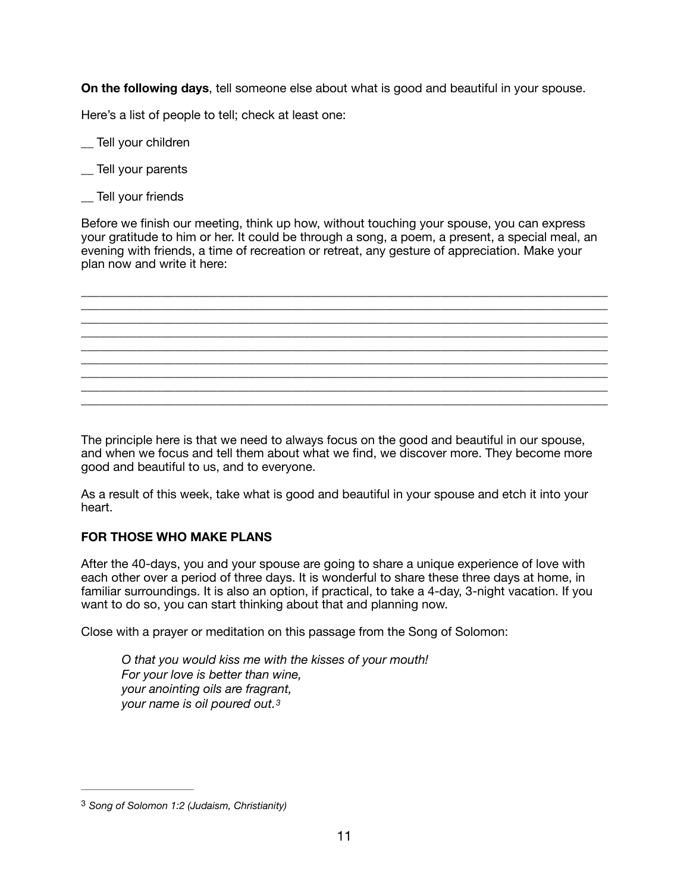**On the following days**, tell someone else about what is good and beautiful in your spouse.

Here's a list of people to tell; check at least one:

__ Tell your children

__ Tell your parents

__ Tell your friends

Before we finish our meeting, think up how, without touching your spouse, you can express your gratitude to him or her. It could be through a song, a poem, a present, a special meal, an evening with friends, a time of recreation or retreat, any gesture of appreciation. Make your plan now and write it here:

_______________________________________________________________________________
_______________________________________________________________________________
_______________________________________________________________________________
_______________________________________________________________________________
_______________________________________________________________________________
_______________________________________________________________________________
_______________________________________________________________________________
_______________________________________________________________________________
_______________________________________________________________________________

The principle here is that we need to always focus on the good and beautiful in our spouse, and when we focus and tell them about what we find, we discover more. They become more good and beautiful to us, and to everyone.

As a result of this week, take what is good and beautiful in your spouse and etch it into your heart.

**FOR THOSE WHO MAKE PLANS**

After the 40-days, you and your spouse are going to share a unique experience of love with each other over a period of three days. It is wonderful to share these three days at home, in familiar surroundings. It is also an option, if practical, to take a 4-day, 3-night vacation. If you want to do so, you can start thinking about that and planning now.

Close with a prayer or meditation on this passage from the Song of Solomon:

> *O that you would kiss me with the kisses of your mouth!*
> *For your love is better than wine,*
> *your anointing oils are fragrant,*
> *your name is oil poured out.*[3]

---

[3] *Song of Solomon 1:2 (Judaism, Christianity)*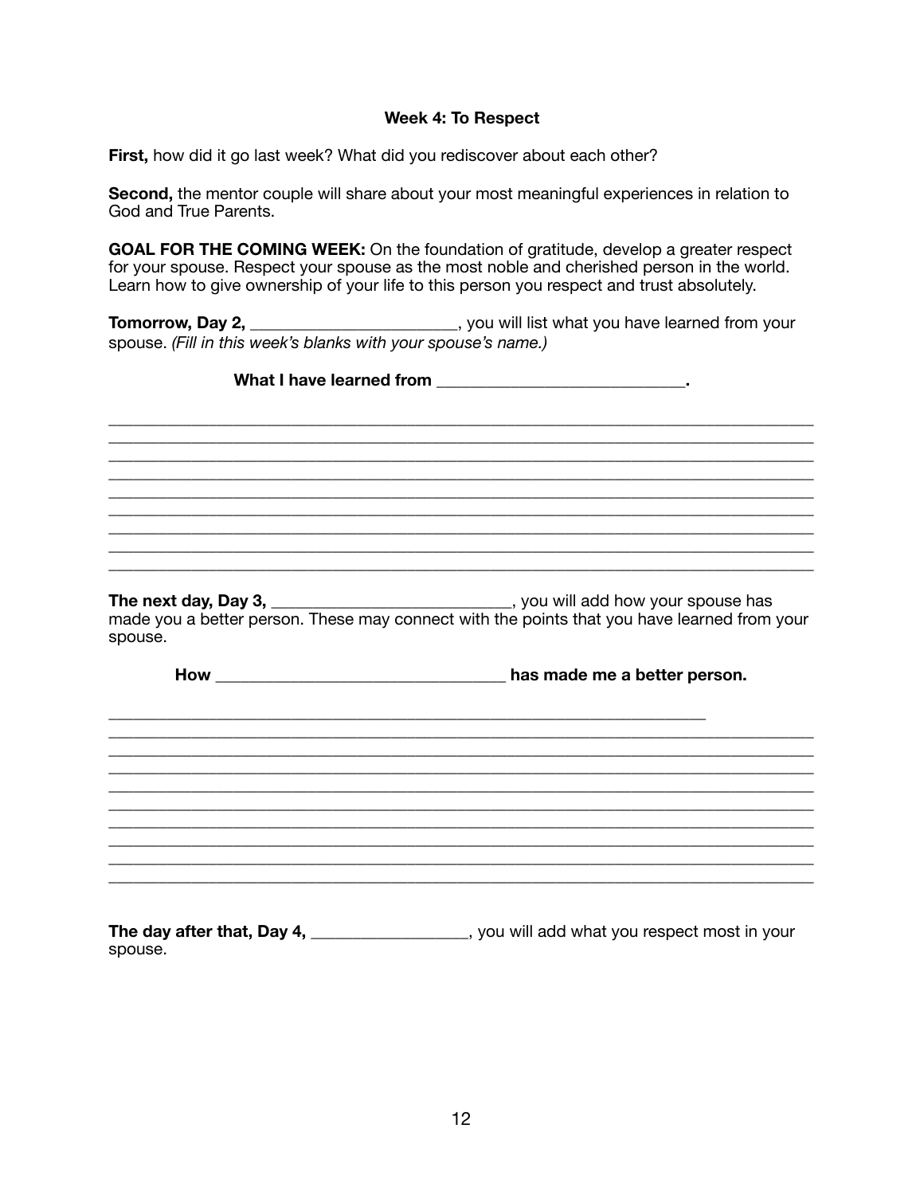### Week 4: To Respect

**First,** how did it go last week? What did you rediscover about each other?

**Second,** the mentor couple will share about your most meaningful experiences in relation to God and True Parents.

**GOAL FOR THE COMING WEEK:** On the foundation of gratitude, develop a greater respect for your spouse. Respect your spouse as the most noble and cherished person in the world. Learn how to give ownership of your life to this person you respect and trust absolutely.

**Tomorrow, Day 2,** ________________________, you will list what you have learned from your spouse. *(Fill in this week's blanks with your spouse's name.)*

**What I have learned from ____________________________.**

________________________________________________________________________________
________________________________________________________________________________
________________________________________________________________________________
________________________________________________________________________________
________________________________________________________________________________
________________________________________________________________________________
________________________________________________________________________________
________________________________________________________________________________
________________________________________________________________________________

**The next day, Day 3,** ___________________________, you will add how your spouse has made you a better person. These may connect with the points that you have learned from your spouse.

**How _________________________________ has made me a better person.**

________________________________________________________________________
________________________________________________________________________________
________________________________________________________________________________
________________________________________________________________________________
________________________________________________________________________________
________________________________________________________________________________
________________________________________________________________________________
________________________________________________________________________________
________________________________________________________________________________
________________________________________________________________________________

**The day after that, Day 4,** __________________, you will add what you respect most in your spouse.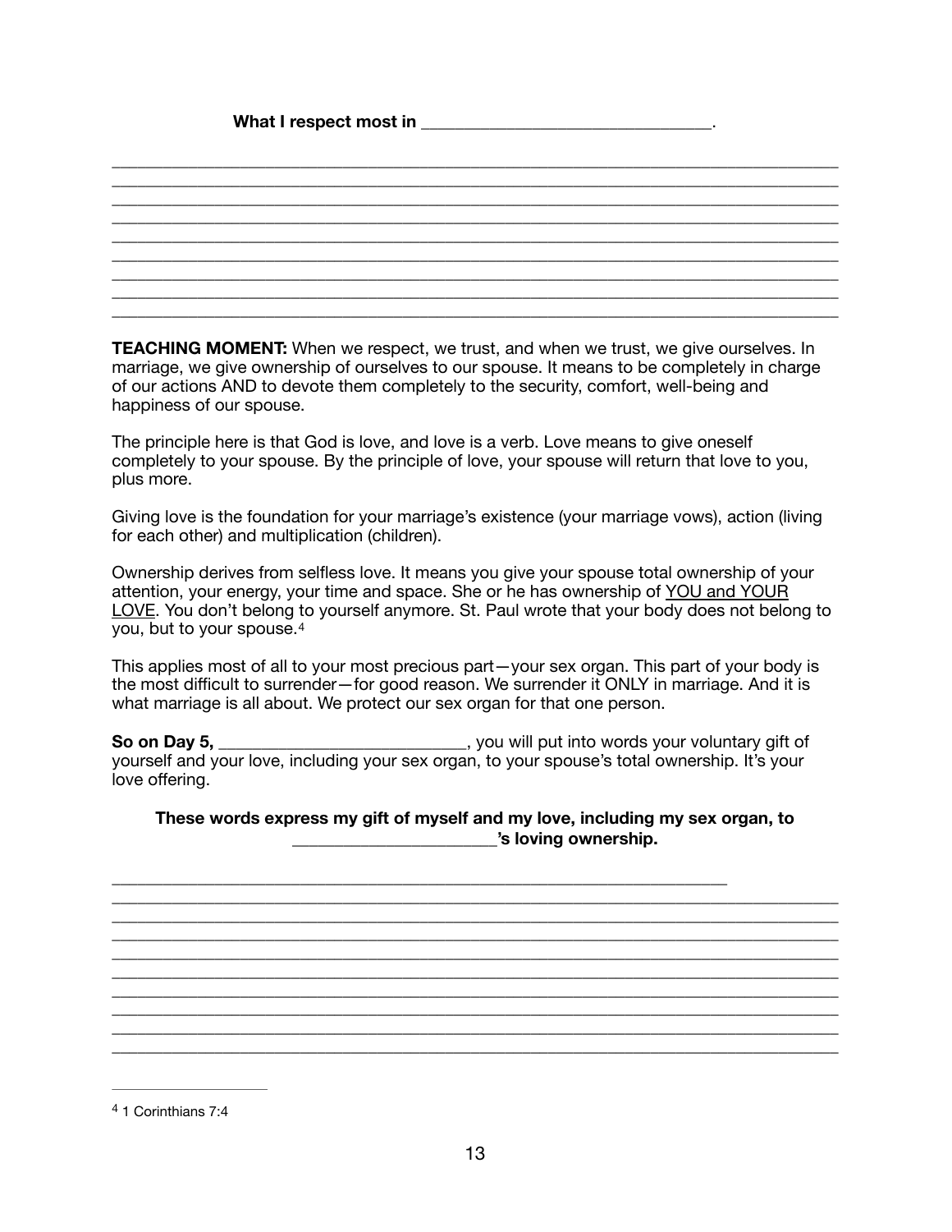**What I respect most in \_\_\_\_\_\_\_\_\_\_\_\_\_\_\_\_\_\_\_\_\_\_\_\_\_\_\_\_\_\_\_\_.**

\_\_\_\_\_\_\_\_\_\_\_\_\_\_\_\_\_\_\_\_\_\_\_\_\_\_\_\_\_\_\_\_\_\_\_\_\_\_\_\_\_\_\_\_\_\_\_\_\_\_\_\_\_\_\_\_\_\_\_\_\_\_\_\_\_\_\_\_\_\_\_\_\_\_\_\_\_\_
\_\_\_\_\_\_\_\_\_\_\_\_\_\_\_\_\_\_\_\_\_\_\_\_\_\_\_\_\_\_\_\_\_\_\_\_\_\_\_\_\_\_\_\_\_\_\_\_\_\_\_\_\_\_\_\_\_\_\_\_\_\_\_\_\_\_\_\_\_\_\_\_\_\_\_\_\_\_
\_\_\_\_\_\_\_\_\_\_\_\_\_\_\_\_\_\_\_\_\_\_\_\_\_\_\_\_\_\_\_\_\_\_\_\_\_\_\_\_\_\_\_\_\_\_\_\_\_\_\_\_\_\_\_\_\_\_\_\_\_\_\_\_\_\_\_\_\_\_\_\_\_\_\_\_\_\_
\_\_\_\_\_\_\_\_\_\_\_\_\_\_\_\_\_\_\_\_\_\_\_\_\_\_\_\_\_\_\_\_\_\_\_\_\_\_\_\_\_\_\_\_\_\_\_\_\_\_\_\_\_\_\_\_\_\_\_\_\_\_\_\_\_\_\_\_\_\_\_\_\_\_\_\_\_\_
\_\_\_\_\_\_\_\_\_\_\_\_\_\_\_\_\_\_\_\_\_\_\_\_\_\_\_\_\_\_\_\_\_\_\_\_\_\_\_\_\_\_\_\_\_\_\_\_\_\_\_\_\_\_\_\_\_\_\_\_\_\_\_\_\_\_\_\_\_\_\_\_\_\_\_\_\_\_
\_\_\_\_\_\_\_\_\_\_\_\_\_\_\_\_\_\_\_\_\_\_\_\_\_\_\_\_\_\_\_\_\_\_\_\_\_\_\_\_\_\_\_\_\_\_\_\_\_\_\_\_\_\_\_\_\_\_\_\_\_\_\_\_\_\_\_\_\_\_\_\_\_\_\_\_\_\_
\_\_\_\_\_\_\_\_\_\_\_\_\_\_\_\_\_\_\_\_\_\_\_\_\_\_\_\_\_\_\_\_\_\_\_\_\_\_\_\_\_\_\_\_\_\_\_\_\_\_\_\_\_\_\_\_\_\_\_\_\_\_\_\_\_\_\_\_\_\_\_\_\_\_\_\_\_\_
\_\_\_\_\_\_\_\_\_\_\_\_\_\_\_\_\_\_\_\_\_\_\_\_\_\_\_\_\_\_\_\_\_\_\_\_\_\_\_\_\_\_\_\_\_\_\_\_\_\_\_\_\_\_\_\_\_\_\_\_\_\_\_\_\_\_\_\_\_\_\_\_\_\_\_\_\_\_
\_\_\_\_\_\_\_\_\_\_\_\_\_\_\_\_\_\_\_\_\_\_\_\_\_\_\_\_\_\_\_\_\_\_\_\_\_\_\_\_\_\_\_\_\_\_\_\_\_\_\_\_\_\_\_\_\_\_\_\_\_\_\_\_\_\_\_\_\_\_\_\_\_\_\_\_\_\_

**TEACHING MOMENT:** When we respect, we trust, and when we trust, we give ourselves. In marriage, we give ownership of ourselves to our spouse. It means to be completely in charge of our actions AND to devote them completely to the security, comfort, well-being and happiness of our spouse.

The principle here is that God is love, and love is a verb. Love means to give oneself completely to your spouse. By the principle of love, your spouse will return that love to you, plus more.

Giving love is the foundation for your marriage's existence (your marriage vows), action (living for each other) and multiplication (children).

Ownership derives from selfless love. It means you give your spouse total ownership of your attention, your energy, your time and space. She or he has ownership of <u>YOU and YOUR LOVE</u>. You don't belong to yourself anymore. St. Paul wrote that your body does not belong to you, but to your spouse.[4]

This applies most of all to your most precious part—your sex organ. This part of your body is the most difficult to surrender—for good reason. We surrender it ONLY in marriage. And it is what marriage is all about. We protect our sex organ for that one person.

**So on Day 5,** \_\_\_\_\_\_\_\_\_\_\_\_\_\_\_\_\_\_\_\_\_\_\_\_\_\_\_\_, you will put into words your voluntary gift of yourself and your love, including your sex organ, to your spouse's total ownership. It's your love offering.

**These words express my gift of myself and my love, including my sex organ, to \_\_\_\_\_\_\_\_\_\_\_\_\_\_\_\_\_\_\_\_\_\_\_'s loving ownership.**

\_\_\_\_\_\_\_\_\_\_\_\_\_\_\_\_\_\_\_\_\_\_\_\_\_\_\_\_\_\_\_\_\_\_\_\_\_\_\_\_\_\_\_\_\_\_\_\_\_\_\_\_\_\_\_\_\_\_\_\_\_\_\_\_\_\_\_\_\_
\_\_\_\_\_\_\_\_\_\_\_\_\_\_\_\_\_\_\_\_\_\_\_\_\_\_\_\_\_\_\_\_\_\_\_\_\_\_\_\_\_\_\_\_\_\_\_\_\_\_\_\_\_\_\_\_\_\_\_\_\_\_\_\_\_\_\_\_\_\_\_\_\_\_\_\_\_\_
\_\_\_\_\_\_\_\_\_\_\_\_\_\_\_\_\_\_\_\_\_\_\_\_\_\_\_\_\_\_\_\_\_\_\_\_\_\_\_\_\_\_\_\_\_\_\_\_\_\_\_\_\_\_\_\_\_\_\_\_\_\_\_\_\_\_\_\_\_\_\_\_\_\_\_\_\_\_
\_\_\_\_\_\_\_\_\_\_\_\_\_\_\_\_\_\_\_\_\_\_\_\_\_\_\_\_\_\_\_\_\_\_\_\_\_\_\_\_\_\_\_\_\_\_\_\_\_\_\_\_\_\_\_\_\_\_\_\_\_\_\_\_\_\_\_\_\_\_\_\_\_\_\_\_\_\_
\_\_\_\_\_\_\_\_\_\_\_\_\_\_\_\_\_\_\_\_\_\_\_\_\_\_\_\_\_\_\_\_\_\_\_\_\_\_\_\_\_\_\_\_\_\_\_\_\_\_\_\_\_\_\_\_\_\_\_\_\_\_\_\_\_\_\_\_\_\_\_\_\_\_\_\_\_\_
\_\_\_\_\_\_\_\_\_\_\_\_\_\_\_\_\_\_\_\_\_\_\_\_\_\_\_\_\_\_\_\_\_\_\_\_\_\_\_\_\_\_\_\_\_\_\_\_\_\_\_\_\_\_\_\_\_\_\_\_\_\_\_\_\_\_\_\_\_\_\_\_\_\_\_\_\_\_
\_\_\_\_\_\_\_\_\_\_\_\_\_\_\_\_\_\_\_\_\_\_\_\_\_\_\_\_\_\_\_\_\_\_\_\_\_\_\_\_\_\_\_\_\_\_\_\_\_\_\_\_\_\_\_\_\_\_\_\_\_\_\_\_\_\_\_\_\_\_\_\_\_\_\_\_\_\_
\_\_\_\_\_\_\_\_\_\_\_\_\_\_\_\_\_\_\_\_\_\_\_\_\_\_\_\_\_\_\_\_\_\_\_\_\_\_\_\_\_\_\_\_\_\_\_\_\_\_\_\_\_\_\_\_\_\_\_\_\_\_\_\_\_\_\_\_\_\_\_\_\_\_\_\_\_\_
\_\_\_\_\_\_\_\_\_\_\_\_\_\_\_\_\_\_\_\_\_\_\_\_\_\_\_\_\_\_\_\_\_\_\_\_\_\_\_\_\_\_\_\_\_\_\_\_\_\_\_\_\_\_\_\_\_\_\_\_\_\_\_\_\_\_\_\_\_\_\_\_\_\_\_\_\_\_
\_\_\_\_\_\_\_\_\_\_\_\_\_\_\_\_\_\_\_\_\_\_\_\_\_\_\_\_\_\_\_\_\_\_\_\_\_\_\_\_\_\_\_\_\_\_\_\_\_\_\_\_\_\_\_\_\_\_\_\_\_\_\_\_\_\_\_\_\_\_\_\_\_\_\_\_\_\_

---

[4] 1 Corinthians 7:4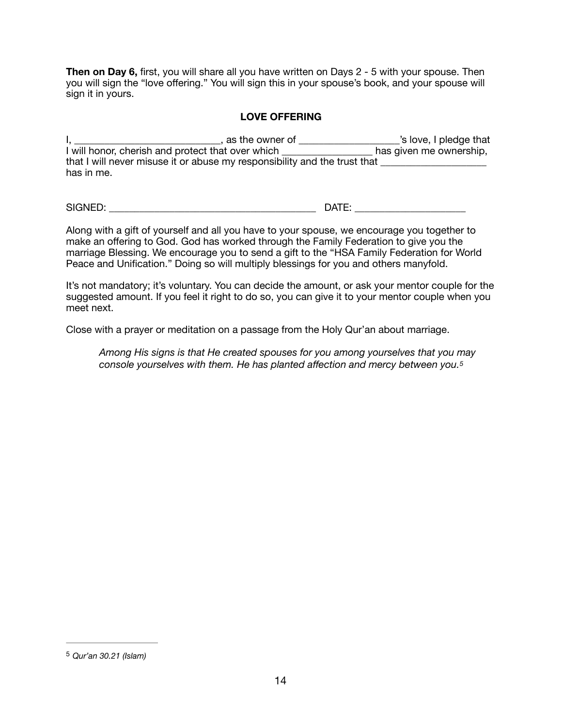**Then on Day 6,** first, you will share all you have written on Days 2 - 5 with your spouse. Then you will sign the "love offering." You will sign this in your spouse's book, and your spouse will sign it in yours.

**LOVE OFFERING**

I, ___________________________, as the owner of __________________'s love, I pledge that I will honor, cherish and protect that over which ________________ has given me ownership, that I will never misuse it or abuse my responsibility and the trust that ___________________ has in me.

SIGNED: _______________________________________ DATE: ____________________

Along with a gift of yourself and all you have to your spouse, we encourage you together to make an offering to God. God has worked through the Family Federation to give you the marriage Blessing. We encourage you to send a gift to the "HSA Family Federation for World Peace and Unification." Doing so will multiply blessings for you and others manyfold.

It's not mandatory; it's voluntary. You can decide the amount, or ask your mentor couple for the suggested amount. If you feel it right to do so, you can give it to your mentor couple when you meet next.

Close with a prayer or meditation on a passage from the Holy Qur'an about marriage.

> *Among His signs is that He created spouses for you among yourselves that you may console yourselves with them. He has planted affection and mercy between you.*[5]

---

[5] *Qur'an 30.21 (Islam)*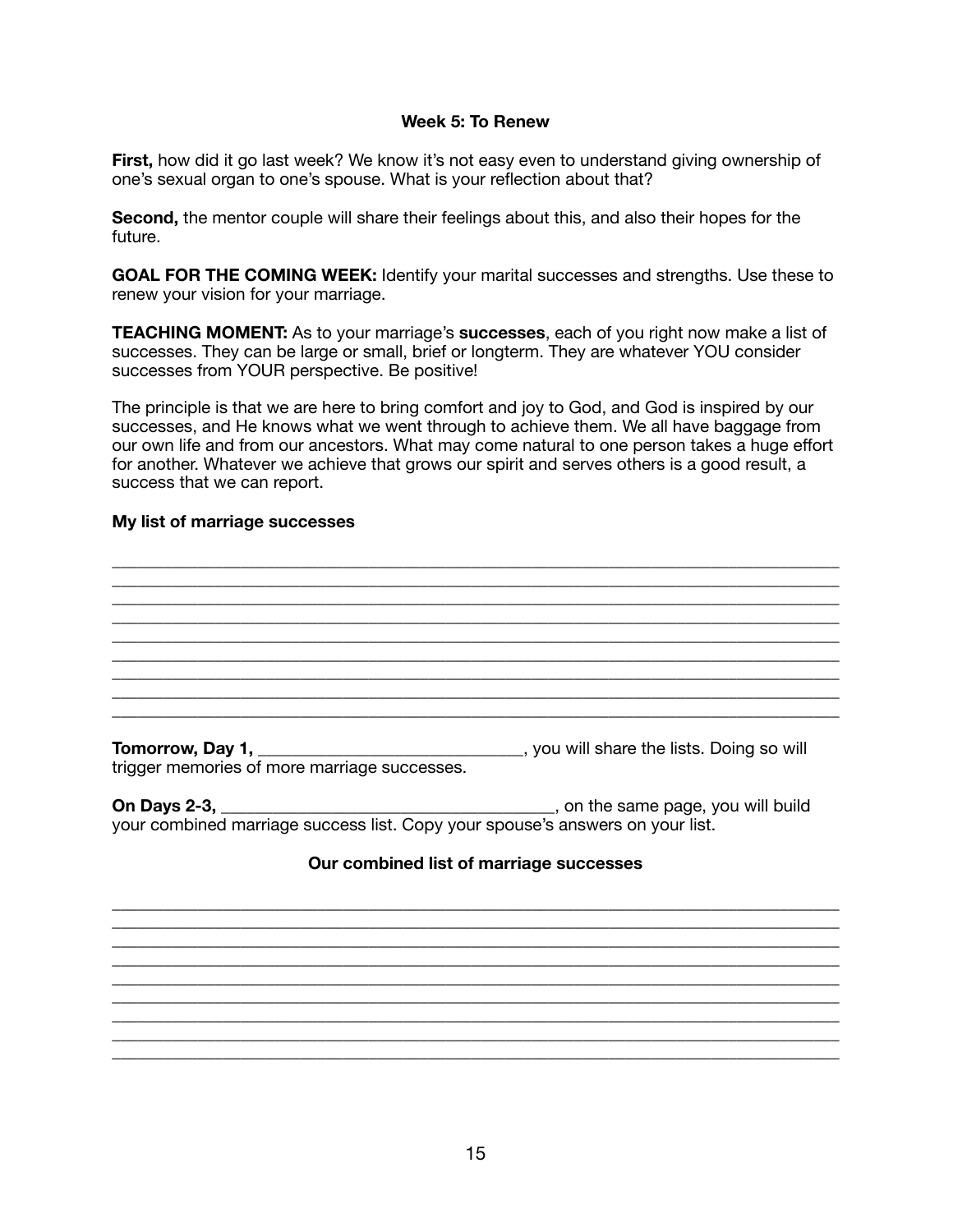### Week 5: To Renew

**First,** how did it go last week? We know it's not easy even to understand giving ownership of one's sexual organ to one's spouse. What is your reflection about that?

**Second,** the mentor couple will share their feelings about this, and also their hopes for the future.

**GOAL FOR THE COMING WEEK:** Identify your marital successes and strengths. Use these to renew your vision for your marriage.

**TEACHING MOMENT:** As to your marriage's **successes**, each of you right now make a list of successes. They can be large or small, brief or longterm. They are whatever YOU consider successes from YOUR perspective. Be positive!

The principle is that we are here to bring comfort and joy to God, and God is inspired by our successes, and He knows what we went through to achieve them. We all have baggage from our own life and from our ancestors. What may come natural to one person takes a huge effort for another. Whatever we achieve that grows our spirit and serves others is a good result, a success that we can report.

**My list of marriage successes**

______________________________________________________________________________
______________________________________________________________________________
______________________________________________________________________________
______________________________________________________________________________
______________________________________________________________________________
______________________________________________________________________________
______________________________________________________________________________
______________________________________________________________________________
______________________________________________________________________________

**Tomorrow, Day 1,** ____________________________, you will share the lists. Doing so will trigger memories of more marriage successes.

**On Days 2-3,** ____________________________________, on the same page, you will build your combined marriage success list. Copy your spouse's answers on your list.

**Our combined list of marriage successes**

______________________________________________________________________________
______________________________________________________________________________
______________________________________________________________________________
______________________________________________________________________________
______________________________________________________________________________
______________________________________________________________________________
______________________________________________________________________________
______________________________________________________________________________
______________________________________________________________________________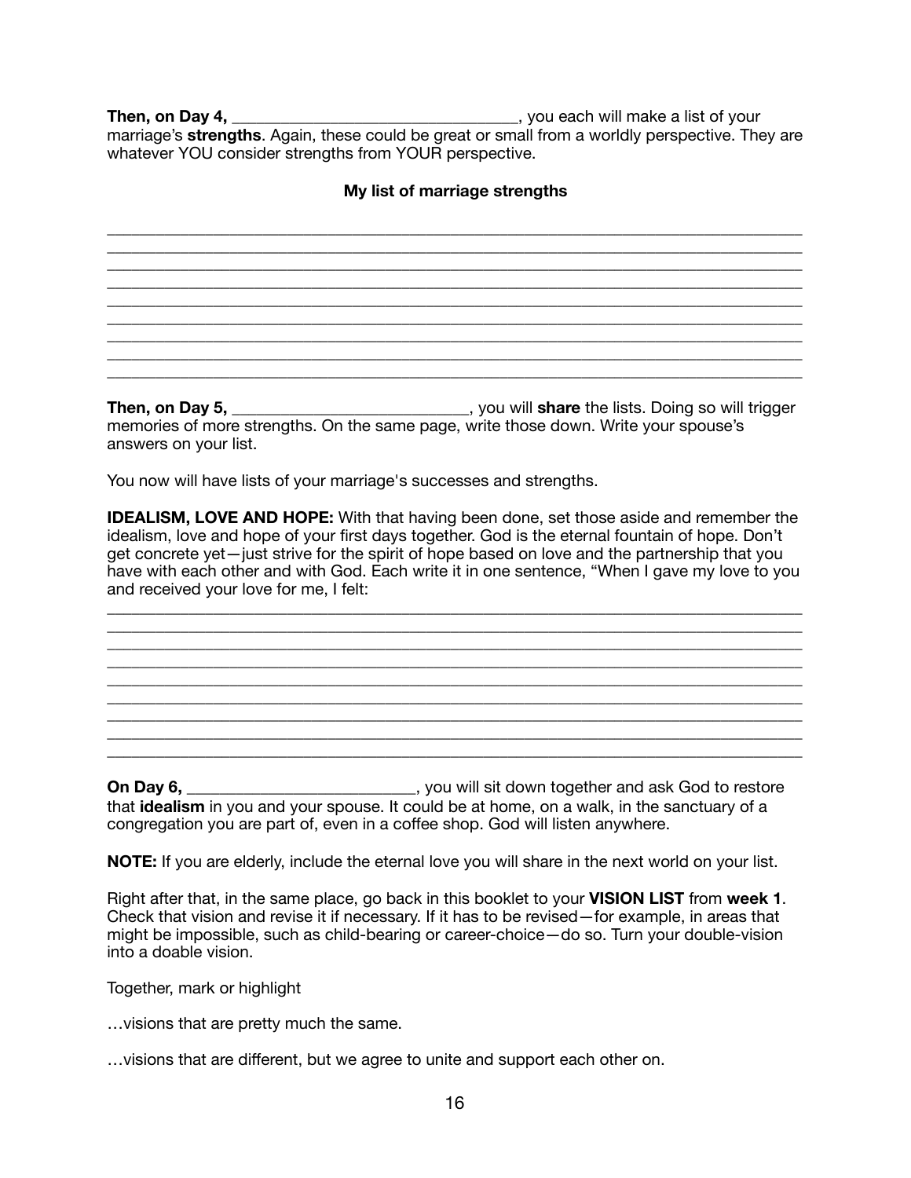**Then, on Day 4,** ___________________________________, you each will make a list of your marriage's **strengths**. Again, these could be great or small from a worldly perspective. They are whatever YOU consider strengths from YOUR perspective.

**My list of marriage strengths**

_______________________________________________________________________________
_______________________________________________________________________________
_______________________________________________________________________________
_______________________________________________________________________________
_______________________________________________________________________________
_______________________________________________________________________________
_______________________________________________________________________________
_______________________________________________________________________________
_______________________________________________________________________________

**Then, on Day 5,** ____________________________, you will **share** the lists. Doing so will trigger memories of more strengths. On the same page, write those down. Write your spouse's answers on your list.

You now will have lists of your marriage's successes and strengths.

**IDEALISM, LOVE AND HOPE:** With that having been done, set those aside and remember the idealism, love and hope of your first days together. God is the eternal fountain of hope. Don't get concrete yet—just strive for the spirit of hope based on love and the partnership that you have with each other and with God. Each write it in one sentence, "When I gave my love to you and received your love for me, I felt:

_______________________________________________________________________________
_______________________________________________________________________________
_______________________________________________________________________________
_______________________________________________________________________________
_______________________________________________________________________________
_______________________________________________________________________________
_______________________________________________________________________________
_______________________________________________________________________________
_______________________________________________________________________________

**On Day 6,** ___________________________, you will sit down together and ask God to restore that **idealism** in you and your spouse. It could be at home, on a walk, in the sanctuary of a congregation you are part of, even in a coffee shop. God will listen anywhere.

**NOTE:** If you are elderly, include the eternal love you will share in the next world on your list.

Right after that, in the same place, go back in this booklet to your **VISION LIST** from **week 1**. Check that vision and revise it if necessary. If it has to be revised—for example, in areas that might be impossible, such as child-bearing or career-choice—do so. Turn your double-vision into a doable vision.

Together, mark or highlight

…visions that are pretty much the same.

…visions that are different, but we agree to unite and support each other on.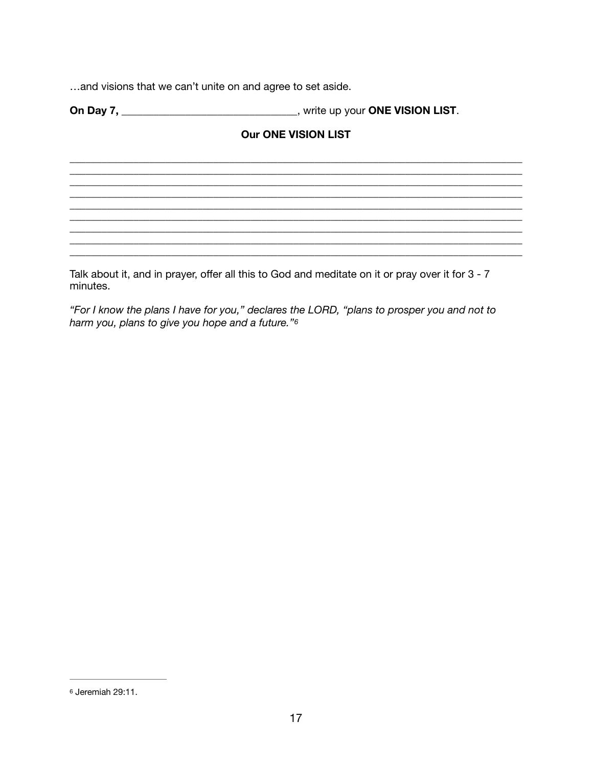…and visions that we can't unite on and agree to set aside.

**On Day 7,** ______________________________, write up your **ONE VISION LIST**.

**Our ONE VISION LIST**

_______________________________________________________________________________
_______________________________________________________________________________
_______________________________________________________________________________
_______________________________________________________________________________
_______________________________________________________________________________
_______________________________________________________________________________
_______________________________________________________________________________
_______________________________________________________________________________
_______________________________________________________________________________

Talk about it, and in prayer, offer all this to God and meditate on it or pray over it for 3 - 7 minutes.

*"For I know the plans I have for you," declares the LORD, "plans to prosper you and not to harm you, plans to give you hope and a future."*[6]

---

[6] Jeremiah 29:11.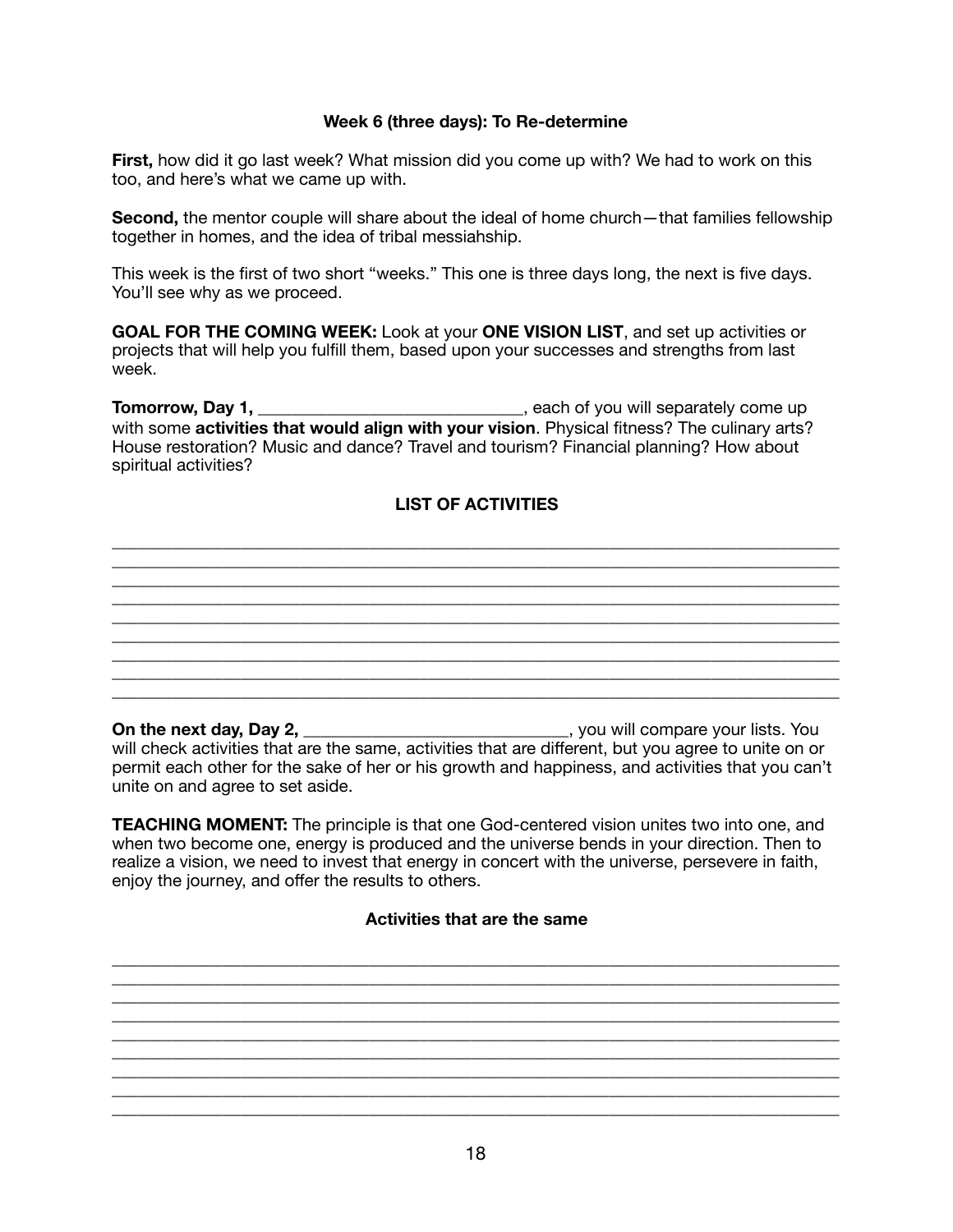### Week 6 (three days): To Re-determine

**First,** how did it go last week? What mission did you come up with? We had to work on this too, and here's what we came up with.

**Second,** the mentor couple will share about the ideal of home church—that families fellowship together in homes, and the idea of tribal messiahship.

This week is the first of two short "weeks." This one is three days long, the next is five days. You'll see why as we proceed.

**GOAL FOR THE COMING WEEK:** Look at your **ONE VISION LIST**, and set up activities or projects that will help you fulfill them, based upon your successes and strengths from last week.

**Tomorrow, Day 1,** ______________________________, each of you will separately come up with some **activities that would align with your vision**. Physical fitness? The culinary arts? House restoration? Music and dance? Travel and tourism? Financial planning? How about spiritual activities?

**LIST OF ACTIVITIES**

______________________________________________________________________________
______________________________________________________________________________
______________________________________________________________________________
______________________________________________________________________________
______________________________________________________________________________
______________________________________________________________________________
______________________________________________________________________________
______________________________________________________________________________
______________________________________________________________________________

**On the next day, Day 2,** ______________________________, you will compare your lists. You will check activities that are the same, activities that are different, but you agree to unite on or permit each other for the sake of her or his growth and happiness, and activities that you can't unite on and agree to set aside.

**TEACHING MOMENT:** The principle is that one God-centered vision unites two into one, and when two become one, energy is produced and the universe bends in your direction. Then to realize a vision, we need to invest that energy in concert with the universe, persevere in faith, enjoy the journey, and offer the results to others.

**Activities that are the same**

______________________________________________________________________________
______________________________________________________________________________
______________________________________________________________________________
______________________________________________________________________________
______________________________________________________________________________
______________________________________________________________________________
______________________________________________________________________________
______________________________________________________________________________
______________________________________________________________________________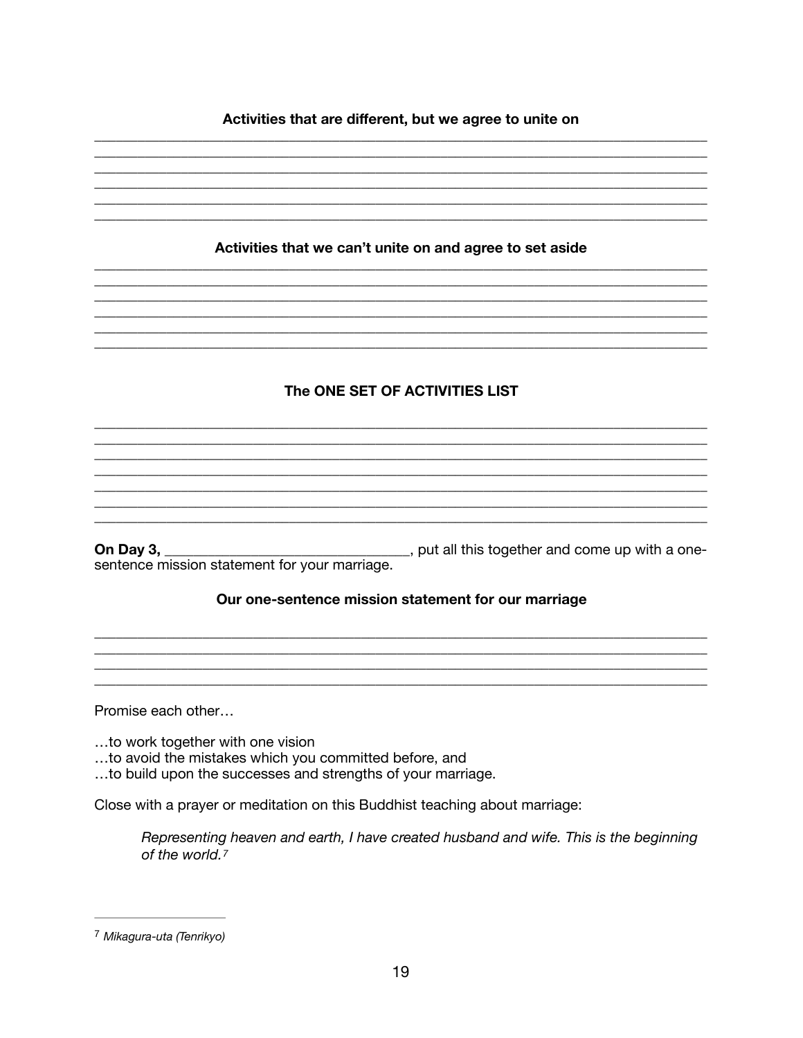**Activities that are different, but we agree to unite on**

______________________________________________________________________________
______________________________________________________________________________
______________________________________________________________________________
______________________________________________________________________________
______________________________________________________________________________
______________________________________________________________________________

**Activities that we can't unite on and agree to set aside**

______________________________________________________________________________
______________________________________________________________________________
______________________________________________________________________________
______________________________________________________________________________
______________________________________________________________________________
______________________________________________________________________________

**The ONE SET OF ACTIVITIES LIST**

______________________________________________________________________________
______________________________________________________________________________
______________________________________________________________________________
______________________________________________________________________________
______________________________________________________________________________
______________________________________________________________________________
______________________________________________________________________________

**On Day 3,** ________________________________, put all this together and come up with a one-sentence mission statement for your marriage.

**Our one-sentence mission statement for our marriage**

______________________________________________________________________________
______________________________________________________________________________
______________________________________________________________________________
______________________________________________________________________________

Promise each other…

…to work together with one vision
…to avoid the mistakes which you committed before, and
…to build upon the successes and strengths of your marriage.

Close with a prayer or meditation on this Buddhist teaching about marriage:

> *Representing heaven and earth, I have created husband and wife. This is the beginning of the world.*[7]

---

[7] *Mikagura-uta (Tenrikyo)*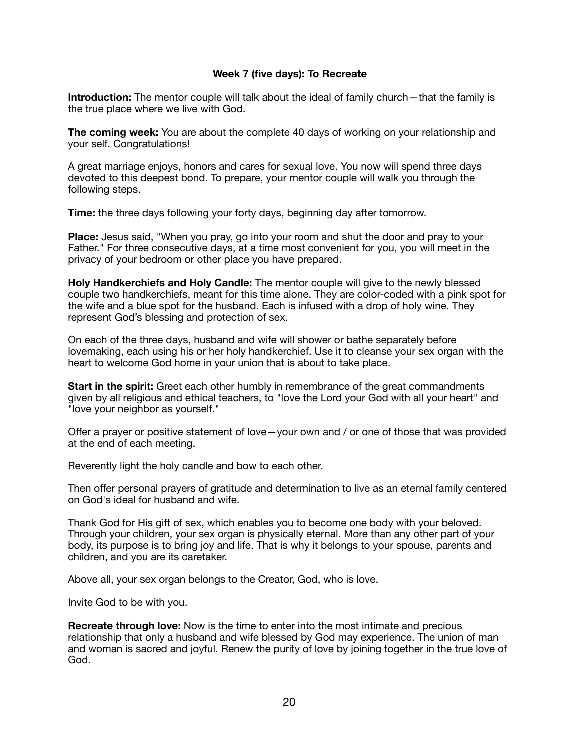**Week 7 (five days): To Recreate**

**Introduction:** The mentor couple will talk about the ideal of family church—that the family is the true place where we live with God.

**The coming week:** You are about the complete 40 days of working on your relationship and your self. Congratulations!

A great marriage enjoys, honors and cares for sexual love. You now will spend three days devoted to this deepest bond. To prepare, your mentor couple will walk you through the following steps.

**Time:** the three days following your forty days, beginning day after tomorrow.

**Place:** Jesus said, "When you pray, go into your room and shut the door and pray to your Father." For three consecutive days, at a time most convenient for you, you will meet in the privacy of your bedroom or other place you have prepared.

**Holy Handkerchiefs and Holy Candle:** The mentor couple will give to the newly blessed couple two handkerchiefs, meant for this time alone. They are color-coded with a pink spot for the wife and a blue spot for the husband. Each is infused with a drop of holy wine. They represent God's blessing and protection of sex.

On each of the three days, husband and wife will shower or bathe separately before lovemaking, each using his or her holy handkerchief. Use it to cleanse your sex organ with the heart to welcome God home in your union that is about to take place.

**Start in the spirit:** Greet each other humbly in remembrance of the great commandments given by all religious and ethical teachers, to "love the Lord your God with all your heart" and "love your neighbor as yourself."

Offer a prayer or positive statement of love—your own and / or one of those that was provided at the end of each meeting.

Reverently light the holy candle and bow to each other.

Then offer personal prayers of gratitude and determination to live as an eternal family centered on God's ideal for husband and wife.

Thank God for His gift of sex, which enables you to become one body with your beloved. Through your children, your sex organ is physically eternal. More than any other part of your body, its purpose is to bring joy and life. That is why it belongs to your spouse, parents and children, and you are its caretaker.

Above all, your sex organ belongs to the Creator, God, who is love.

Invite God to be with you.

**Recreate through love:** Now is the time to enter into the most intimate and precious relationship that only a husband and wife blessed by God may experience. The union of man and woman is sacred and joyful. Renew the purity of love by joining together in the true love of God.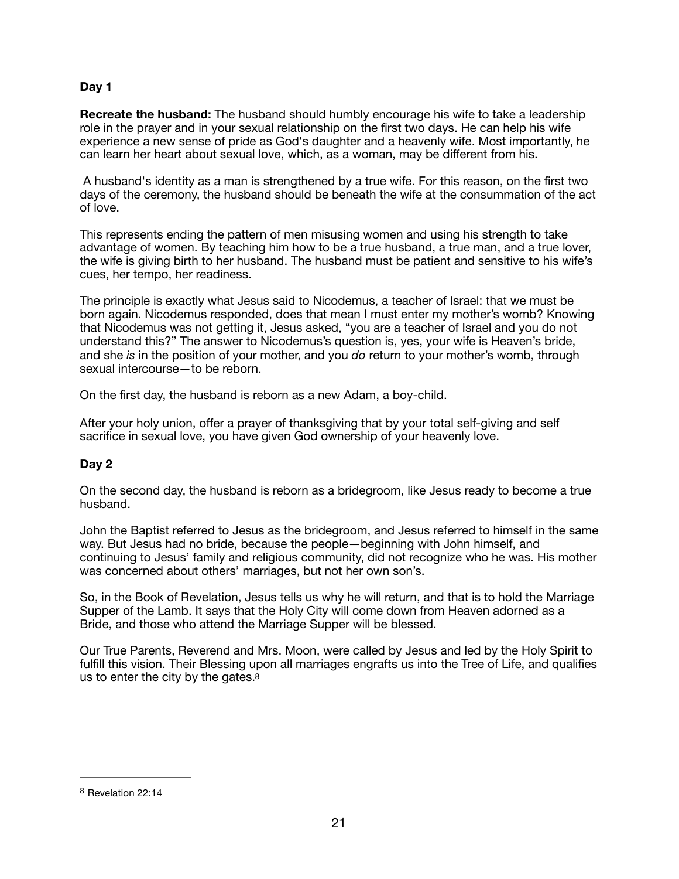**Day 1**

**Recreate the husband:** The husband should humbly encourage his wife to take a leadership role in the prayer and in your sexual relationship on the first two days. He can help his wife experience a new sense of pride as God's daughter and a heavenly wife. Most importantly, he can learn her heart about sexual love, which, as a woman, may be different from his.

A husband's identity as a man is strengthened by a true wife. For this reason, on the first two days of the ceremony, the husband should be beneath the wife at the consummation of the act of love.

This represents ending the pattern of men misusing women and using his strength to take advantage of women. By teaching him how to be a true husband, a true man, and a true lover, the wife is giving birth to her husband. The husband must be patient and sensitive to his wife's cues, her tempo, her readiness.

The principle is exactly what Jesus said to Nicodemus, a teacher of Israel: that we must be born again. Nicodemus responded, does that mean I must enter my mother's womb? Knowing that Nicodemus was not getting it, Jesus asked, "you are a teacher of Israel and you do not understand this?" The answer to Nicodemus's question is, yes, your wife is Heaven's bride, and she *is* in the position of your mother, and you *do* return to your mother's womb, through sexual intercourse—to be reborn.

On the first day, the husband is reborn as a new Adam, a boy-child.

After your holy union, offer a prayer of thanksgiving that by your total self-giving and self sacrifice in sexual love, you have given God ownership of your heavenly love.

**Day 2**

On the second day, the husband is reborn as a bridegroom, like Jesus ready to become a true husband.

John the Baptist referred to Jesus as the bridegroom, and Jesus referred to himself in the same way. But Jesus had no bride, because the people—beginning with John himself, and continuing to Jesus' family and religious community, did not recognize who he was. His mother was concerned about others' marriages, but not her own son's.

So, in the Book of Revelation, Jesus tells us why he will return, and that is to hold the Marriage Supper of the Lamb. It says that the Holy City will come down from Heaven adorned as a Bride, and those who attend the Marriage Supper will be blessed.

Our True Parents, Reverend and Mrs. Moon, were called by Jesus and led by the Holy Spirit to fulfill this vision. Their Blessing upon all marriages engrafts us into the Tree of Life, and qualifies us to enter the city by the gates.[8]

---

[8] Revelation 22:14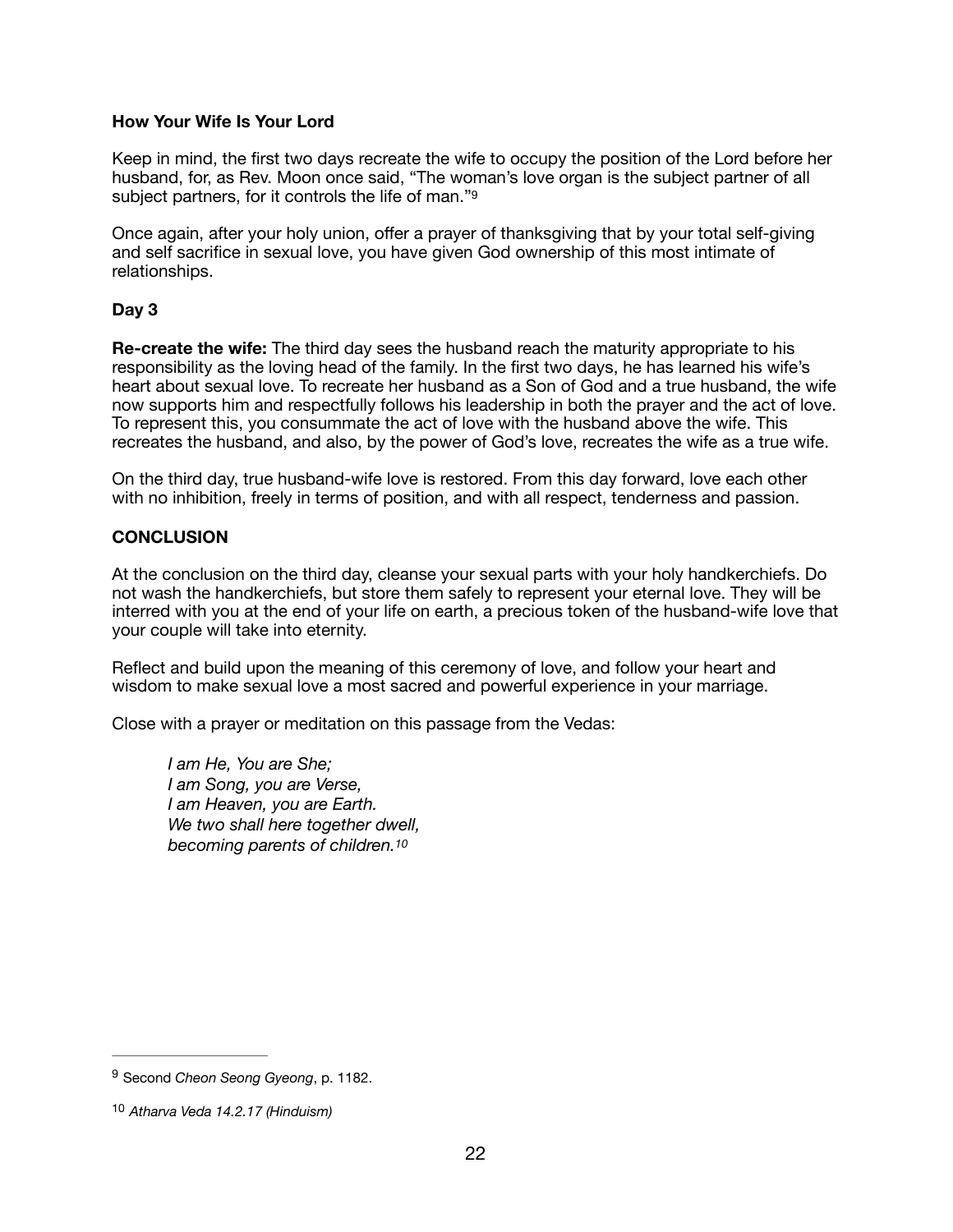**How Your Wife Is Your Lord**

Keep in mind, the first two days recreate the wife to occupy the position of the Lord before her husband, for, as Rev. Moon once said, "The woman's love organ is the subject partner of all subject partners, for it controls the life of man."[9]

Once again, after your holy union, offer a prayer of thanksgiving that by your total self-giving and self sacrifice in sexual love, you have given God ownership of this most intimate of relationships.

**Day 3**

**Re-create the wife:** The third day sees the husband reach the maturity appropriate to his responsibility as the loving head of the family. In the first two days, he has learned his wife's heart about sexual love. To recreate her husband as a Son of God and a true husband, the wife now supports him and respectfully follows his leadership in both the prayer and the act of love. To represent this, you consummate the act of love with the husband above the wife. This recreates the husband, and also, by the power of God's love, recreates the wife as a true wife.

On the third day, true husband-wife love is restored. From this day forward, love each other with no inhibition, freely in terms of position, and with all respect, tenderness and passion.

**CONCLUSION**

At the conclusion on the third day, cleanse your sexual parts with your holy handkerchiefs. Do not wash the handkerchiefs, but store them safely to represent your eternal love. They will be interred with you at the end of your life on earth, a precious token of the husband-wife love that your couple will take into eternity.

Reflect and build upon the meaning of this ceremony of love, and follow your heart and wisdom to make sexual love a most sacred and powerful experience in your marriage.

Close with a prayer or meditation on this passage from the Vedas:

> *I am He, You are She;*
> *I am Song, you are Verse,*
> *I am Heaven, you are Earth.*
> *We two shall here together dwell,*
> *becoming parents of children.*[10]

---

[9] Second *Cheon Seong Gyeong*, p. 1182.

[10] *Atharva Veda 14.2.17 (Hinduism)*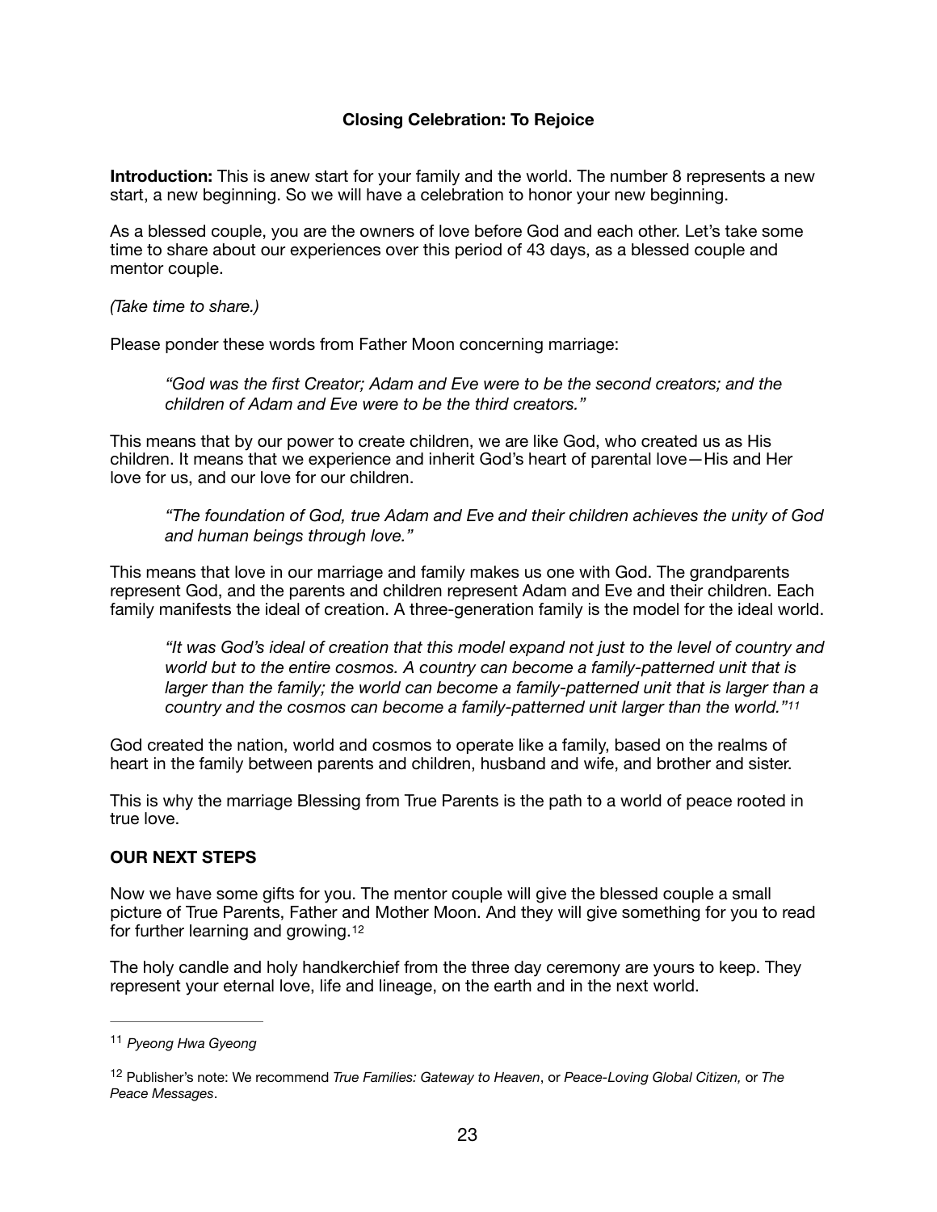### Closing Celebration: To Rejoice

**Introduction:** This is anew start for your family and the world. The number 8 represents a new start, a new beginning. So we will have a celebration to honor your new beginning.

As a blessed couple, you are the owners of love before God and each other. Let's take some time to share about our experiences over this period of 43 days, as a blessed couple and mentor couple.

*(Take time to share.)*

Please ponder these words from Father Moon concerning marriage:

> *"God was the first Creator; Adam and Eve were to be the second creators; and the children of Adam and Eve were to be the third creators."*

This means that by our power to create children, we are like God, who created us as His children. It means that we experience and inherit God's heart of parental love—His and Her love for us, and our love for our children.

> *"The foundation of God, true Adam and Eve and their children achieves the unity of God and human beings through love."*

This means that love in our marriage and family makes us one with God. The grandparents represent God, and the parents and children represent Adam and Eve and their children. Each family manifests the ideal of creation. A three-generation family is the model for the ideal world.

> *"It was God's ideal of creation that this model expand not just to the level of country and world but to the entire cosmos. A country can become a family-patterned unit that is larger than the family; the world can become a family-patterned unit that is larger than a country and the cosmos can become a family-patterned unit larger than the world."*[11]

God created the nation, world and cosmos to operate like a family, based on the realms of heart in the family between parents and children, husband and wife, and brother and sister.

This is why the marriage Blessing from True Parents is the path to a world of peace rooted in true love.

**OUR NEXT STEPS**

Now we have some gifts for you. The mentor couple will give the blessed couple a small picture of True Parents, Father and Mother Moon. And they will give something for you to read for further learning and growing.[12]

The holy candle and holy handkerchief from the three day ceremony are yours to keep. They represent your eternal love, life and lineage, on the earth and in the next world.

---

[11] *Pyeong Hwa Gyeong*

[12] Publisher's note: We recommend *True Families: Gateway to Heaven*, or *Peace-Loving Global Citizen,* or *The Peace Messages*.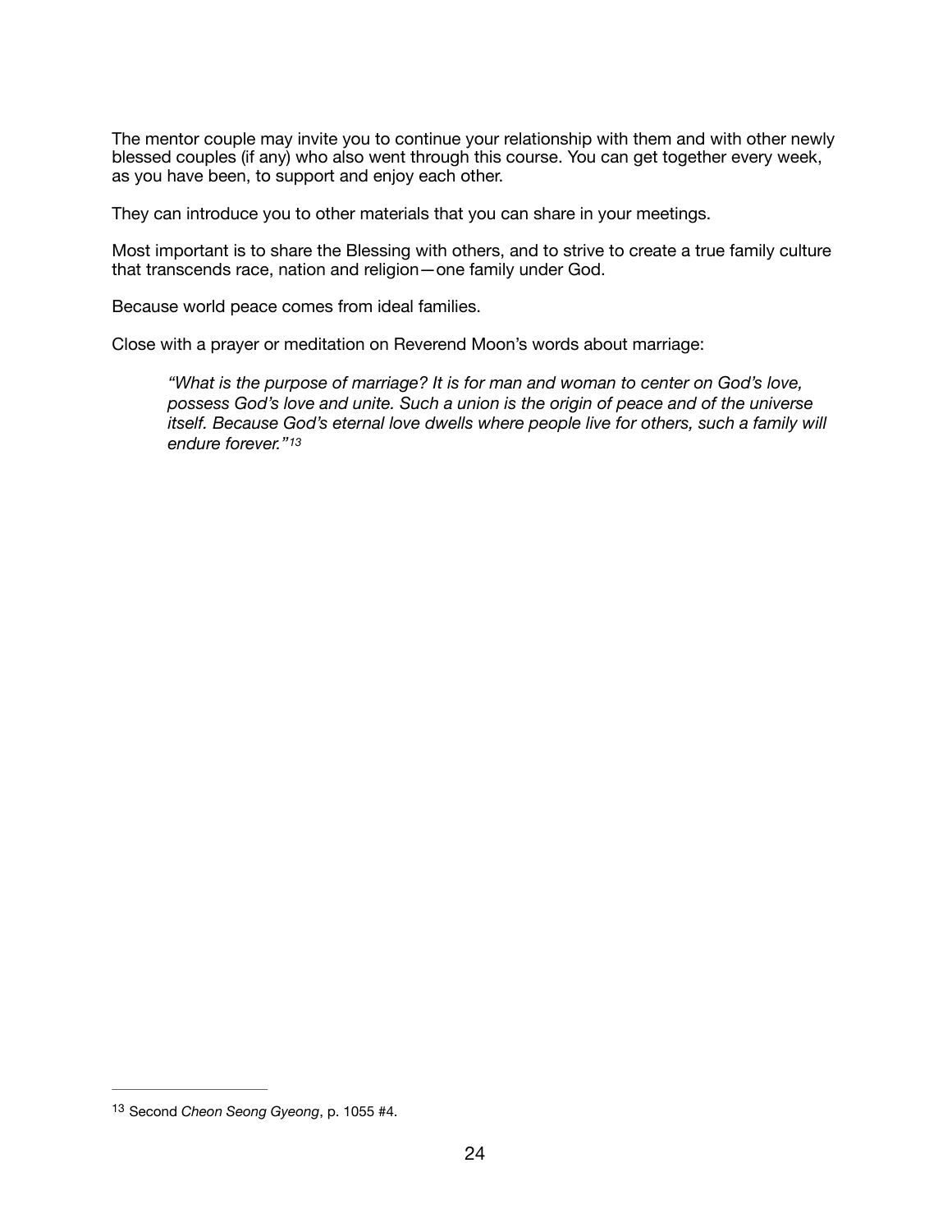The mentor couple may invite you to continue your relationship with them and with other newly blessed couples (if any) who also went through this course. You can get together every week, as you have been, to support and enjoy each other.

They can introduce you to other materials that you can share in your meetings.

Most important is to share the Blessing with others, and to strive to create a true family culture that transcends race, nation and religion—one family under God.

Because world peace comes from ideal families.

Close with a prayer or meditation on Reverend Moon's words about marriage:

> *"What is the purpose of marriage? It is for man and woman to center on God's love, possess God's love and unite. Such a union is the origin of peace and of the universe itself. Because God's eternal love dwells where people live for others, such a family will endure forever."*[13]

---

[13] Second *Cheon Seong Gyeong*, p. 1055 #4.